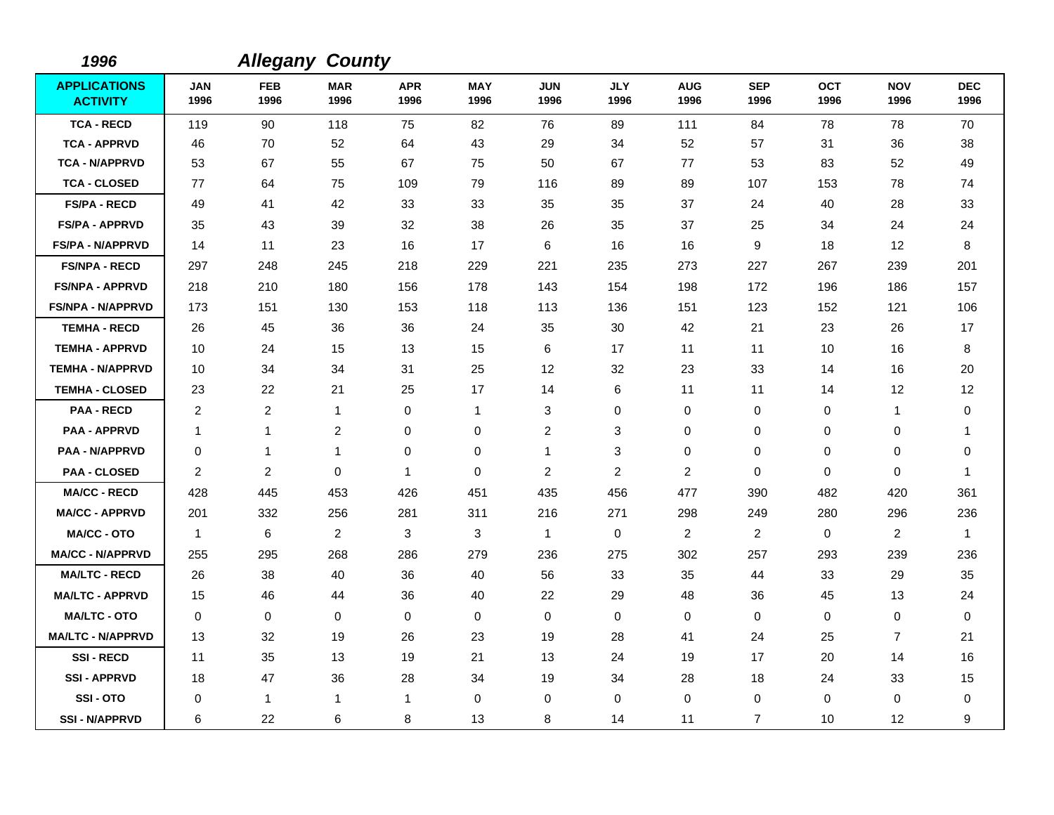*1996* ***Allegany County***

| APPLICATIONS ACTIVITY | JAN 1996 | FEB 1996 | MAR 1996 | APR 1996 | MAY 1996 | JUN 1996 | JLY 1996 | AUG 1996 | SEP 1996 | OCT 1996 | NOV 1996 | DEC 1996 |
|---|---|---|---|---|---|---|---|---|---|---|---|---|
| TCA - RECD | 119 | 90 | 118 | 75 | 82 | 76 | 89 | 111 | 84 | 78 | 78 | 70 |
| TCA - APPRVD | 46 | 70 | 52 | 64 | 43 | 29 | 34 | 52 | 57 | 31 | 36 | 38 |
| TCA - N/APPRVD | 53 | 67 | 55 | 67 | 75 | 50 | 67 | 77 | 53 | 83 | 52 | 49 |
| TCA - CLOSED | 77 | 64 | 75 | 109 | 79 | 116 | 89 | 89 | 107 | 153 | 78 | 74 |
| FS/PA - RECD | 49 | 41 | 42 | 33 | 33 | 35 | 35 | 37 | 24 | 40 | 28 | 33 |
| FS/PA - APPRVD | 35 | 43 | 39 | 32 | 38 | 26 | 35 | 37 | 25 | 34 | 24 | 24 |
| FS/PA - N/APPRVD | 14 | 11 | 23 | 16 | 17 | 6 | 16 | 16 | 9 | 18 | 12 | 8 |
| FS/NPA - RECD | 297 | 248 | 245 | 218 | 229 | 221 | 235 | 273 | 227 | 267 | 239 | 201 |
| FS/NPA - APPRVD | 218 | 210 | 180 | 156 | 178 | 143 | 154 | 198 | 172 | 196 | 186 | 157 |
| FS/NPA - N/APPRVD | 173 | 151 | 130 | 153 | 118 | 113 | 136 | 151 | 123 | 152 | 121 | 106 |
| TEMHA - RECD | 26 | 45 | 36 | 36 | 24 | 35 | 30 | 42 | 21 | 23 | 26 | 17 |
| TEMHA - APPRVD | 10 | 24 | 15 | 13 | 15 | 6 | 17 | 11 | 11 | 10 | 16 | 8 |
| TEMHA - N/APPRVD | 10 | 34 | 34 | 31 | 25 | 12 | 32 | 23 | 33 | 14 | 16 | 20 |
| TEMHA - CLOSED | 23 | 22 | 21 | 25 | 17 | 14 | 6 | 11 | 11 | 14 | 12 | 12 |
| PAA - RECD | 2 | 2 | 1 | 0 | 1 | 3 | 0 | 0 | 0 | 0 | 1 | 0 |
| PAA - APPRVD | 1 | 1 | 2 | 0 | 0 | 2 | 3 | 0 | 0 | 0 | 0 | 1 |
| PAA - N/APPRVD | 0 | 1 | 1 | 0 | 0 | 1 | 3 | 0 | 0 | 0 | 0 | 0 |
| PAA - CLOSED | 2 | 2 | 0 | 1 | 0 | 2 | 2 | 2 | 0 | 0 | 0 | 1 |
| MA/CC - RECD | 428 | 445 | 453 | 426 | 451 | 435 | 456 | 477 | 390 | 482 | 420 | 361 |
| MA/CC - APPRVD | 201 | 332 | 256 | 281 | 311 | 216 | 271 | 298 | 249 | 280 | 296 | 236 |
| MA/CC - OTO | 1 | 6 | 2 | 3 | 3 | 1 | 0 | 2 | 2 | 0 | 2 | 1 |
| MA/CC - N/APPRVD | 255 | 295 | 268 | 286 | 279 | 236 | 275 | 302 | 257 | 293 | 239 | 236 |
| MA/LTC - RECD | 26 | 38 | 40 | 36 | 40 | 56 | 33 | 35 | 44 | 33 | 29 | 35 |
| MA/LTC - APPRVD | 15 | 46 | 44 | 36 | 40 | 22 | 29 | 48 | 36 | 45 | 13 | 24 |
| MA/LTC - OTO | 0 | 0 | 0 | 0 | 0 | 0 | 0 | 0 | 0 | 0 | 0 | 0 |
| MA/LTC - N/APPRVD | 13 | 32 | 19 | 26 | 23 | 19 | 28 | 41 | 24 | 25 | 7 | 21 |
| SSI - RECD | 11 | 35 | 13 | 19 | 21 | 13 | 24 | 19 | 17 | 20 | 14 | 16 |
| SSI - APPRVD | 18 | 47 | 36 | 28 | 34 | 19 | 34 | 28 | 18 | 24 | 33 | 15 |
| SSI - OTO | 0 | 1 | 1 | 1 | 0 | 0 | 0 | 0 | 0 | 0 | 0 | 0 |
| SSI - N/APPRVD | 6 | 22 | 6 | 8 | 13 | 8 | 14 | 11 | 7 | 10 | 12 | 9 |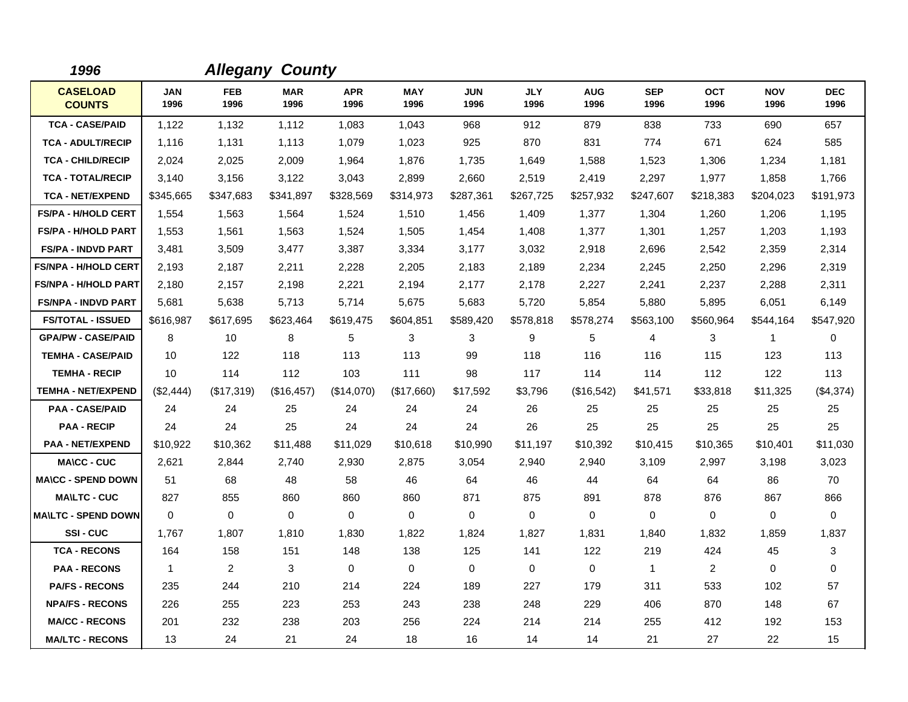**1996** **Allegany County**

| CASELOAD COUNTS | JAN 1996 | FEB 1996 | MAR 1996 | APR 1996 | MAY 1996 | JUN 1996 | JLY 1996 | AUG 1996 | SEP 1996 | OCT 1996 | NOV 1996 | DEC 1996 |
|---|---|---|---|---|---|---|---|---|---|---|---|---|
| TCA - CASE/PAID | 1,122 | 1,132 | 1,112 | 1,083 | 1,043 | 968 | 912 | 879 | 838 | 733 | 690 | 657 |
| TCA - ADULT/RECIP | 1,116 | 1,131 | 1,113 | 1,079 | 1,023 | 925 | 870 | 831 | 774 | 671 | 624 | 585 |
| TCA - CHILD/RECIP | 2,024 | 2,025 | 2,009 | 1,964 | 1,876 | 1,735 | 1,649 | 1,588 | 1,523 | 1,306 | 1,234 | 1,181 |
| TCA - TOTAL/RECIP | 3,140 | 3,156 | 3,122 | 3,043 | 2,899 | 2,660 | 2,519 | 2,419 | 2,297 | 1,977 | 1,858 | 1,766 |
| TCA - NET/EXPEND | $345,665 | $347,683 | $341,897 | $328,569 | $314,973 | $287,361 | $267,725 | $257,932 | $247,607 | $218,383 | $204,023 | $191,973 |
| FS/PA - H/HOLD CERT | 1,554 | 1,563 | 1,564 | 1,524 | 1,510 | 1,456 | 1,409 | 1,377 | 1,304 | 1,260 | 1,206 | 1,195 |
| FS/PA - H/HOLD PART | 1,553 | 1,561 | 1,563 | 1,524 | 1,505 | 1,454 | 1,408 | 1,377 | 1,301 | 1,257 | 1,203 | 1,193 |
| FS/PA - INDVD PART | 3,481 | 3,509 | 3,477 | 3,387 | 3,334 | 3,177 | 3,032 | 2,918 | 2,696 | 2,542 | 2,359 | 2,314 |
| FS/NPA - H/HOLD CERT | 2,193 | 2,187 | 2,211 | 2,228 | 2,205 | 2,183 | 2,189 | 2,234 | 2,245 | 2,250 | 2,296 | 2,319 |
| FS/NPA - H/HOLD PART | 2,180 | 2,157 | 2,198 | 2,221 | 2,194 | 2,177 | 2,178 | 2,227 | 2,241 | 2,237 | 2,288 | 2,311 |
| FS/NPA - INDVD PART | 5,681 | 5,638 | 5,713 | 5,714 | 5,675 | 5,683 | 5,720 | 5,854 | 5,880 | 5,895 | 6,051 | 6,149 |
| FS/TOTAL - ISSUED | $616,987 | $617,695 | $623,464 | $619,475 | $604,851 | $589,420 | $578,818 | $578,274 | $563,100 | $560,964 | $544,164 | $547,920 |
| GPA/PW - CASE/PAID | 8 | 10 | 8 | 5 | 3 | 3 | 9 | 5 | 4 | 3 | 1 | 0 |
| TEMHA - CASE/PAID | 10 | 122 | 118 | 113 | 113 | 99 | 118 | 116 | 116 | 115 | 123 | 113 |
| TEMHA - RECIP | 10 | 114 | 112 | 103 | 111 | 98 | 117 | 114 | 114 | 112 | 122 | 113 |
| TEMHA - NET/EXPEND | ($2,444) | ($17,319) | ($16,457) | ($14,070) | ($17,660) | $17,592 | $3,796 | ($16,542) | $41,571 | $33,818 | $11,325 | ($4,374) |
| PAA - CASE/PAID | 24 | 24 | 25 | 24 | 24 | 24 | 26 | 25 | 25 | 25 | 25 | 25 |
| PAA - RECIP | 24 | 24 | 25 | 24 | 24 | 24 | 26 | 25 | 25 | 25 | 25 | 25 |
| PAA - NET/EXPEND | $10,922 | $10,362 | $11,488 | $11,029 | $10,618 | $10,990 | $11,197 | $10,392 | $10,415 | $10,365 | $10,401 | $11,030 |
| MA\CC - CUC | 2,621 | 2,844 | 2,740 | 2,930 | 2,875 | 3,054 | 2,940 | 2,940 | 3,109 | 2,997 | 3,198 | 3,023 |
| MA\CC - SPEND DOWN | 51 | 68 | 48 | 58 | 46 | 64 | 46 | 44 | 64 | 64 | 86 | 70 |
| MA\LTC - CUC | 827 | 855 | 860 | 860 | 860 | 871 | 875 | 891 | 878 | 876 | 867 | 866 |
| MA\LTC - SPEND DOWN | 0 | 0 | 0 | 0 | 0 | 0 | 0 | 0 | 0 | 0 | 0 | 0 |
| SSI - CUC | 1,767 | 1,807 | 1,810 | 1,830 | 1,822 | 1,824 | 1,827 | 1,831 | 1,840 | 1,832 | 1,859 | 1,837 |
| TCA - RECONS | 164 | 158 | 151 | 148 | 138 | 125 | 141 | 122 | 219 | 424 | 45 | 3 |
| PAA - RECONS | 1 | 2 | 3 | 0 | 0 | 0 | 0 | 0 | 1 | 2 | 0 | 0 |
| PA/FS - RECONS | 235 | 244 | 210 | 214 | 224 | 189 | 227 | 179 | 311 | 533 | 102 | 57 |
| NPA/FS - RECONS | 226 | 255 | 223 | 253 | 243 | 238 | 248 | 229 | 406 | 870 | 148 | 67 |
| MA/CC - RECONS | 201 | 232 | 238 | 203 | 256 | 224 | 214 | 214 | 255 | 412 | 192 | 153 |
| MA/LTC - RECONS | 13 | 24 | 21 | 24 | 18 | 16 | 14 | 14 | 21 | 27 | 22 | 15 |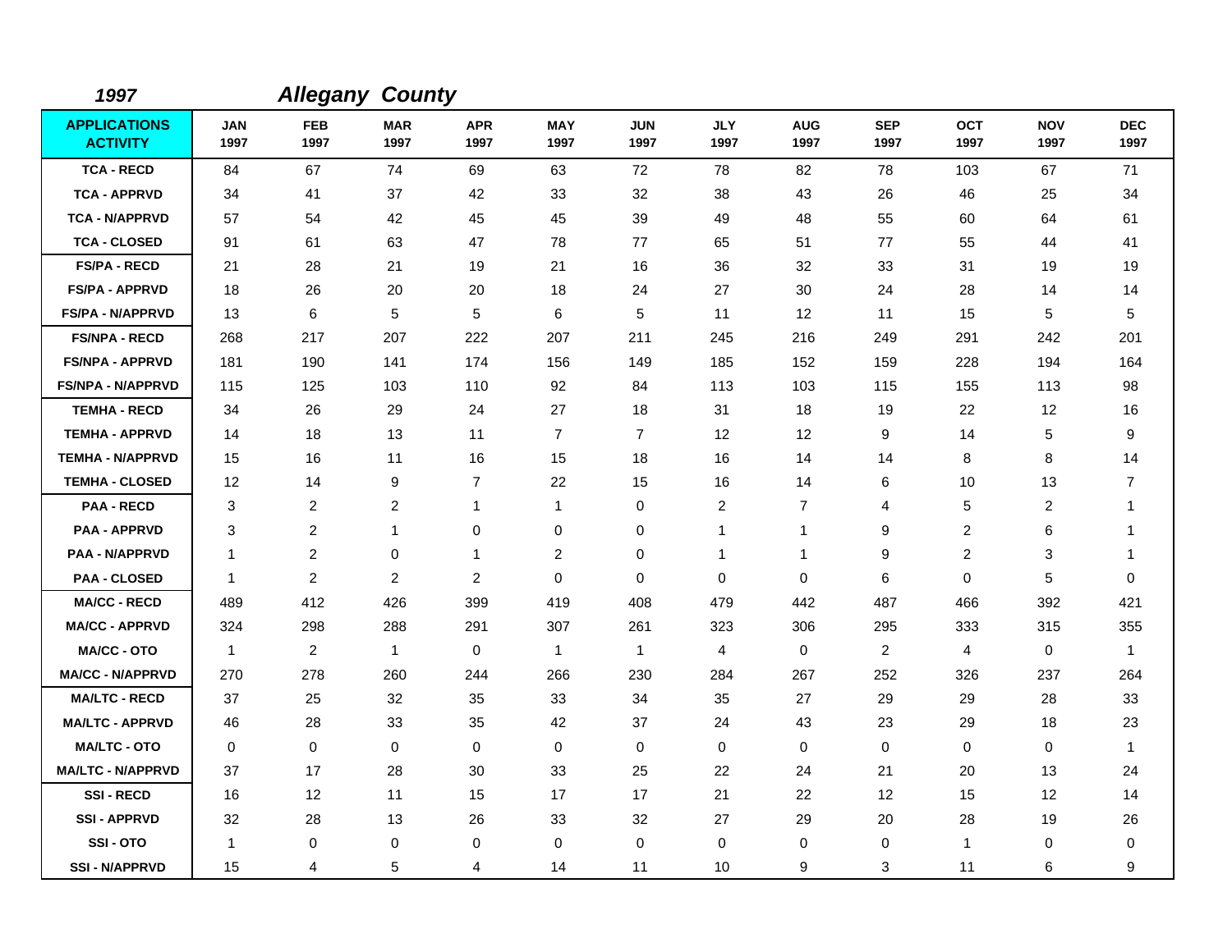**1997** ***Allegany County***

| APPLICATIONS ACTIVITY | JAN 1997 | FEB 1997 | MAR 1997 | APR 1997 | MAY 1997 | JUN 1997 | JLY 1997 | AUG 1997 | SEP 1997 | OCT 1997 | NOV 1997 | DEC 1997 |
|---|---|---|---|---|---|---|---|---|---|---|---|---|
| TCA - RECD | 84 | 67 | 74 | 69 | 63 | 72 | 78 | 82 | 78 | 103 | 67 | 71 |
| TCA - APPRVD | 34 | 41 | 37 | 42 | 33 | 32 | 38 | 43 | 26 | 46 | 25 | 34 |
| TCA - N/APPRVD | 57 | 54 | 42 | 45 | 45 | 39 | 49 | 48 | 55 | 60 | 64 | 61 |
| TCA - CLOSED | 91 | 61 | 63 | 47 | 78 | 77 | 65 | 51 | 77 | 55 | 44 | 41 |
| FS/PA - RECD | 21 | 28 | 21 | 19 | 21 | 16 | 36 | 32 | 33 | 31 | 19 | 19 |
| FS/PA - APPRVD | 18 | 26 | 20 | 20 | 18 | 24 | 27 | 30 | 24 | 28 | 14 | 14 |
| FS/PA - N/APPRVD | 13 | 6 | 5 | 5 | 6 | 5 | 11 | 12 | 11 | 15 | 5 | 5 |
| FS/NPA - RECD | 268 | 217 | 207 | 222 | 207 | 211 | 245 | 216 | 249 | 291 | 242 | 201 |
| FS/NPA - APPRVD | 181 | 190 | 141 | 174 | 156 | 149 | 185 | 152 | 159 | 228 | 194 | 164 |
| FS/NPA - N/APPRVD | 115 | 125 | 103 | 110 | 92 | 84 | 113 | 103 | 115 | 155 | 113 | 98 |
| TEMHA - RECD | 34 | 26 | 29 | 24 | 27 | 18 | 31 | 18 | 19 | 22 | 12 | 16 |
| TEMHA - APPRVD | 14 | 18 | 13 | 11 | 7 | 7 | 12 | 12 | 9 | 14 | 5 | 9 |
| TEMHA - N/APPRVD | 15 | 16 | 11 | 16 | 15 | 18 | 16 | 14 | 14 | 8 | 8 | 14 |
| TEMHA - CLOSED | 12 | 14 | 9 | 7 | 22 | 15 | 16 | 14 | 6 | 10 | 13 | 7 |
| PAA - RECD | 3 | 2 | 2 | 1 | 1 | 0 | 2 | 7 | 4 | 5 | 2 | 1 |
| PAA - APPRVD | 3 | 2 | 1 | 0 | 0 | 0 | 1 | 1 | 9 | 2 | 6 | 1 |
| PAA - N/APPRVD | 1 | 2 | 0 | 1 | 2 | 0 | 1 | 1 | 9 | 2 | 3 | 1 |
| PAA - CLOSED | 1 | 2 | 2 | 2 | 0 | 0 | 0 | 0 | 6 | 0 | 5 | 0 |
| MA/CC - RECD | 489 | 412 | 426 | 399 | 419 | 408 | 479 | 442 | 487 | 466 | 392 | 421 |
| MA/CC - APPRVD | 324 | 298 | 288 | 291 | 307 | 261 | 323 | 306 | 295 | 333 | 315 | 355 |
| MA/CC - OTO | 1 | 2 | 1 | 0 | 1 | 1 | 4 | 0 | 2 | 4 | 0 | 1 |
| MA/CC - N/APPRVD | 270 | 278 | 260 | 244 | 266 | 230 | 284 | 267 | 252 | 326 | 237 | 264 |
| MA/LTC - RECD | 37 | 25 | 32 | 35 | 33 | 34 | 35 | 27 | 29 | 29 | 28 | 33 |
| MA/LTC - APPRVD | 46 | 28 | 33 | 35 | 42 | 37 | 24 | 43 | 23 | 29 | 18 | 23 |
| MA/LTC - OTO | 0 | 0 | 0 | 0 | 0 | 0 | 0 | 0 | 0 | 0 | 0 | 1 |
| MA/LTC - N/APPRVD | 37 | 17 | 28 | 30 | 33 | 25 | 22 | 24 | 21 | 20 | 13 | 24 |
| SSI - RECD | 16 | 12 | 11 | 15 | 17 | 17 | 21 | 22 | 12 | 15 | 12 | 14 |
| SSI - APPRVD | 32 | 28 | 13 | 26 | 33 | 32 | 27 | 29 | 20 | 28 | 19 | 26 |
| SSI - OTO | 1 | 0 | 0 | 0 | 0 | 0 | 0 | 0 | 0 | 1 | 0 | 0 |
| SSI - N/APPRVD | 15 | 4 | 5 | 4 | 14 | 11 | 10 | 9 | 3 | 11 | 6 | 9 |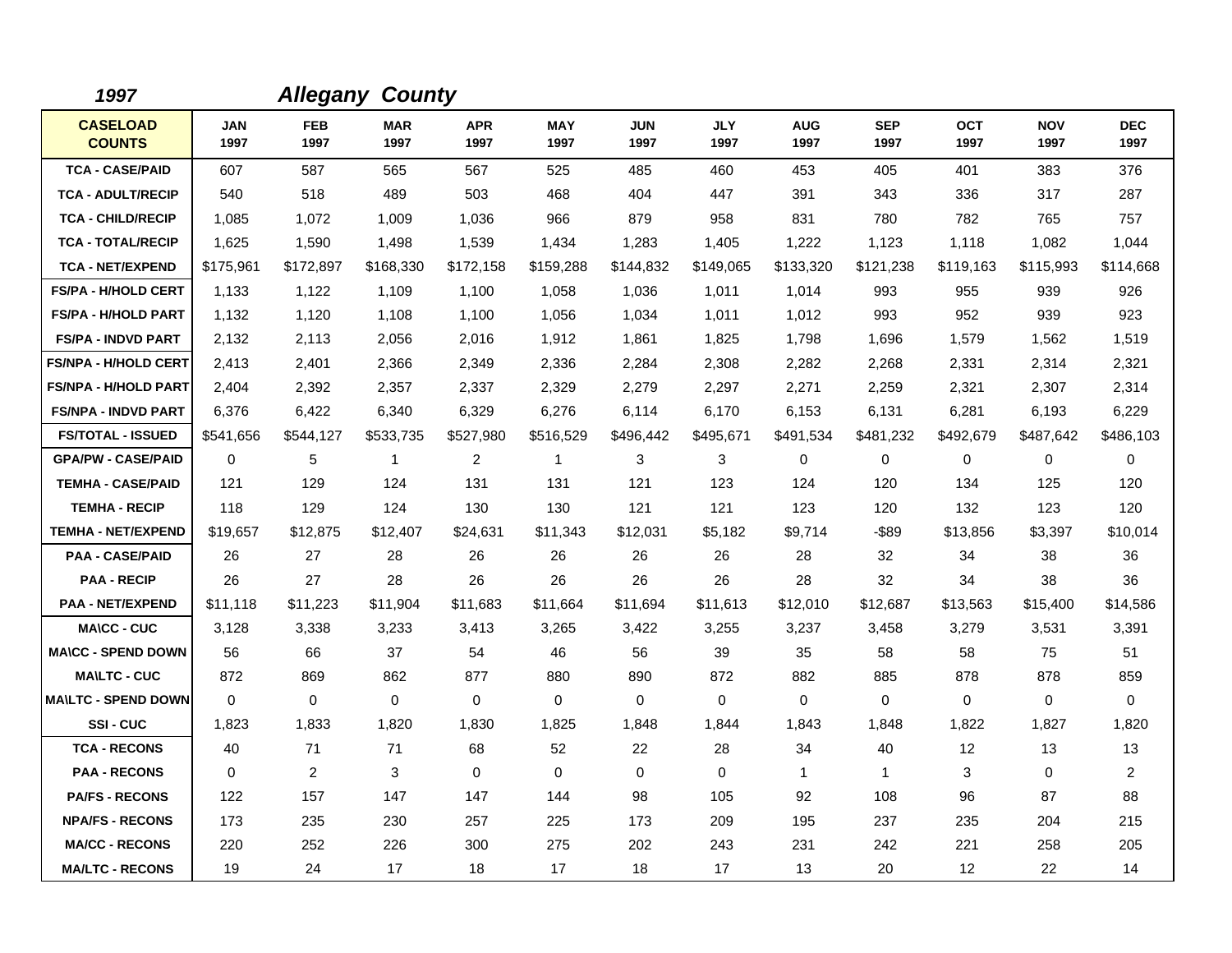**1997** **Allegany County**

| CASELOAD COUNTS | JAN 1997 | FEB 1997 | MAR 1997 | APR 1997 | MAY 1997 | JUN 1997 | JLY 1997 | AUG 1997 | SEP 1997 | OCT 1997 | NOV 1997 | DEC 1997 |
|---|---|---|---|---|---|---|---|---|---|---|---|---|
| TCA - CASE/PAID | 607 | 587 | 565 | 567 | 525 | 485 | 460 | 453 | 405 | 401 | 383 | 376 |
| TCA - ADULT/RECIP | 540 | 518 | 489 | 503 | 468 | 404 | 447 | 391 | 343 | 336 | 317 | 287 |
| TCA - CHILD/RECIP | 1,085 | 1,072 | 1,009 | 1,036 | 966 | 879 | 958 | 831 | 780 | 782 | 765 | 757 |
| TCA - TOTAL/RECIP | 1,625 | 1,590 | 1,498 | 1,539 | 1,434 | 1,283 | 1,405 | 1,222 | 1,123 | 1,118 | 1,082 | 1,044 |
| TCA - NET/EXPEND | $175,961 | $172,897 | $168,330 | $172,158 | $159,288 | $144,832 | $149,065 | $133,320 | $121,238 | $119,163 | $115,993 | $114,668 |
| FS/PA - H/HOLD CERT | 1,133 | 1,122 | 1,109 | 1,100 | 1,058 | 1,036 | 1,011 | 1,014 | 993 | 955 | 939 | 926 |
| FS/PA - H/HOLD PART | 1,132 | 1,120 | 1,108 | 1,100 | 1,056 | 1,034 | 1,011 | 1,012 | 993 | 952 | 939 | 923 |
| FS/PA - INDVD PART | 2,132 | 2,113 | 2,056 | 2,016 | 1,912 | 1,861 | 1,825 | 1,798 | 1,696 | 1,579 | 1,562 | 1,519 |
| FS/NPA - H/HOLD CERT | 2,413 | 2,401 | 2,366 | 2,349 | 2,336 | 2,284 | 2,308 | 2,282 | 2,268 | 2,331 | 2,314 | 2,321 |
| FS/NPA - H/HOLD PART | 2,404 | 2,392 | 2,357 | 2,337 | 2,329 | 2,279 | 2,297 | 2,271 | 2,259 | 2,321 | 2,307 | 2,314 |
| FS/NPA - INDVD PART | 6,376 | 6,422 | 6,340 | 6,329 | 6,276 | 6,114 | 6,170 | 6,153 | 6,131 | 6,281 | 6,193 | 6,229 |
| FS/TOTAL - ISSUED | $541,656 | $544,127 | $533,735 | $527,980 | $516,529 | $496,442 | $495,671 | $491,534 | $481,232 | $492,679 | $487,642 | $486,103 |
| GPA/PW - CASE/PAID | 0 | 5 | 1 | 2 | 1 | 3 | 3 | 0 | 0 | 0 | 0 | 0 |
| TEMHA - CASE/PAID | 121 | 129 | 124 | 131 | 131 | 121 | 123 | 124 | 120 | 134 | 125 | 120 |
| TEMHA - RECIP | 118 | 129 | 124 | 130 | 130 | 121 | 121 | 123 | 120 | 132 | 123 | 120 |
| TEMHA - NET/EXPEND | $19,657 | $12,875 | $12,407 | $24,631 | $11,343 | $12,031 | $5,182 | $9,714 | -$89 | $13,856 | $3,397 | $10,014 |
| PAA - CASE/PAID | 26 | 27 | 28 | 26 | 26 | 26 | 26 | 28 | 32 | 34 | 38 | 36 |
| PAA - RECIP | 26 | 27 | 28 | 26 | 26 | 26 | 26 | 28 | 32 | 34 | 38 | 36 |
| PAA - NET/EXPEND | $11,118 | $11,223 | $11,904 | $11,683 | $11,664 | $11,694 | $11,613 | $12,010 | $12,687 | $13,563 | $15,400 | $14,586 |
| MA\CC - CUC | 3,128 | 3,338 | 3,233 | 3,413 | 3,265 | 3,422 | 3,255 | 3,237 | 3,458 | 3,279 | 3,531 | 3,391 |
| MA\CC - SPEND DOWN | 56 | 66 | 37 | 54 | 46 | 56 | 39 | 35 | 58 | 58 | 75 | 51 |
| MA\LTC - CUC | 872 | 869 | 862 | 877 | 880 | 890 | 872 | 882 | 885 | 878 | 878 | 859 |
| MA\LTC - SPEND DOWN | 0 | 0 | 0 | 0 | 0 | 0 | 0 | 0 | 0 | 0 | 0 | 0 |
| SSI - CUC | 1,823 | 1,833 | 1,820 | 1,830 | 1,825 | 1,848 | 1,844 | 1,843 | 1,848 | 1,822 | 1,827 | 1,820 |
| TCA - RECONS | 40 | 71 | 71 | 68 | 52 | 22 | 28 | 34 | 40 | 12 | 13 | 13 |
| PAA - RECONS | 0 | 2 | 3 | 0 | 0 | 0 | 0 | 1 | 1 | 3 | 0 | 2 |
| PA/FS - RECONS | 122 | 157 | 147 | 147 | 144 | 98 | 105 | 92 | 108 | 96 | 87 | 88 |
| NPA/FS - RECONS | 173 | 235 | 230 | 257 | 225 | 173 | 209 | 195 | 237 | 235 | 204 | 215 |
| MA/CC - RECONS | 220 | 252 | 226 | 300 | 275 | 202 | 243 | 231 | 242 | 221 | 258 | 205 |
| MA/LTC - RECONS | 19 | 24 | 17 | 18 | 17 | 18 | 17 | 13 | 20 | 12 | 22 | 14 |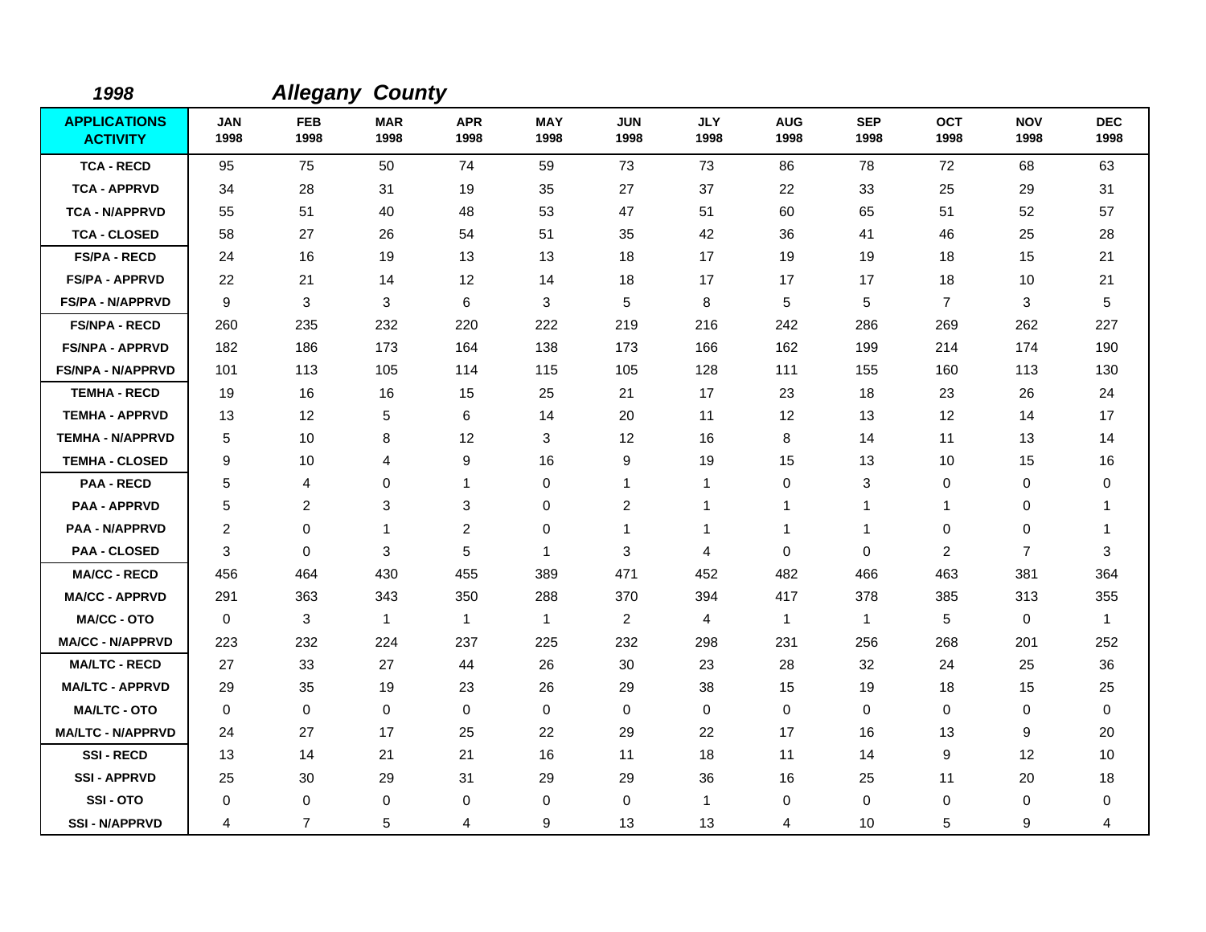*1998* ***Allegany County***

| APPLICATIONS ACTIVITY | JAN 1998 | FEB 1998 | MAR 1998 | APR 1998 | MAY 1998 | JUN 1998 | JLY 1998 | AUG 1998 | SEP 1998 | OCT 1998 | NOV 1998 | DEC 1998 |
|---|---|---|---|---|---|---|---|---|---|---|---|---|
| TCA - RECD | 95 | 75 | 50 | 74 | 59 | 73 | 73 | 86 | 78 | 72 | 68 | 63 |
| TCA - APPRVD | 34 | 28 | 31 | 19 | 35 | 27 | 37 | 22 | 33 | 25 | 29 | 31 |
| TCA - N/APPRVD | 55 | 51 | 40 | 48 | 53 | 47 | 51 | 60 | 65 | 51 | 52 | 57 |
| TCA - CLOSED | 58 | 27 | 26 | 54 | 51 | 35 | 42 | 36 | 41 | 46 | 25 | 28 |
| FS/PA - RECD | 24 | 16 | 19 | 13 | 13 | 18 | 17 | 19 | 19 | 18 | 15 | 21 |
| FS/PA - APPRVD | 22 | 21 | 14 | 12 | 14 | 18 | 17 | 17 | 17 | 18 | 10 | 21 |
| FS/PA - N/APPRVD | 9 | 3 | 3 | 6 | 3 | 5 | 8 | 5 | 5 | 7 | 3 | 5 |
| FS/NPA - RECD | 260 | 235 | 232 | 220 | 222 | 219 | 216 | 242 | 286 | 269 | 262 | 227 |
| FS/NPA - APPRVD | 182 | 186 | 173 | 164 | 138 | 173 | 166 | 162 | 199 | 214 | 174 | 190 |
| FS/NPA - N/APPRVD | 101 | 113 | 105 | 114 | 115 | 105 | 128 | 111 | 155 | 160 | 113 | 130 |
| TEMHA - RECD | 19 | 16 | 16 | 15 | 25 | 21 | 17 | 23 | 18 | 23 | 26 | 24 |
| TEMHA - APPRVD | 13 | 12 | 5 | 6 | 14 | 20 | 11 | 12 | 13 | 12 | 14 | 17 |
| TEMHA - N/APPRVD | 5 | 10 | 8 | 12 | 3 | 12 | 16 | 8 | 14 | 11 | 13 | 14 |
| TEMHA - CLOSED | 9 | 10 | 4 | 9 | 16 | 9 | 19 | 15 | 13 | 10 | 15 | 16 |
| PAA - RECD | 5 | 4 | 0 | 1 | 0 | 1 | 1 | 0 | 3 | 0 | 0 | 0 |
| PAA - APPRVD | 5 | 2 | 3 | 3 | 0 | 2 | 1 | 1 | 1 | 1 | 0 | 1 |
| PAA - N/APPRVD | 2 | 0 | 1 | 2 | 0 | 1 | 1 | 1 | 1 | 0 | 0 | 1 |
| PAA - CLOSED | 3 | 0 | 3 | 5 | 1 | 3 | 4 | 0 | 0 | 2 | 7 | 3 |
| MA/CC - RECD | 456 | 464 | 430 | 455 | 389 | 471 | 452 | 482 | 466 | 463 | 381 | 364 |
| MA/CC - APPRVD | 291 | 363 | 343 | 350 | 288 | 370 | 394 | 417 | 378 | 385 | 313 | 355 |
| MA/CC - OTO | 0 | 3 | 1 | 1 | 1 | 2 | 4 | 1 | 1 | 5 | 0 | 1 |
| MA/CC - N/APPRVD | 223 | 232 | 224 | 237 | 225 | 232 | 298 | 231 | 256 | 268 | 201 | 252 |
| MA/LTC - RECD | 27 | 33 | 27 | 44 | 26 | 30 | 23 | 28 | 32 | 24 | 25 | 36 |
| MA/LTC - APPRVD | 29 | 35 | 19 | 23 | 26 | 29 | 38 | 15 | 19 | 18 | 15 | 25 |
| MA/LTC - OTO | 0 | 0 | 0 | 0 | 0 | 0 | 0 | 0 | 0 | 0 | 0 | 0 |
| MA/LTC - N/APPRVD | 24 | 27 | 17 | 25 | 22 | 29 | 22 | 17 | 16 | 13 | 9 | 20 |
| SSI - RECD | 13 | 14 | 21 | 21 | 16 | 11 | 18 | 11 | 14 | 9 | 12 | 10 |
| SSI - APPRVD | 25 | 30 | 29 | 31 | 29 | 29 | 36 | 16 | 25 | 11 | 20 | 18 |
| SSI - OTO | 0 | 0 | 0 | 0 | 0 | 0 | 1 | 0 | 0 | 0 | 0 | 0 |
| SSI - N/APPRVD | 4 | 7 | 5 | 4 | 9 | 13 | 13 | 4 | 10 | 5 | 9 | 4 |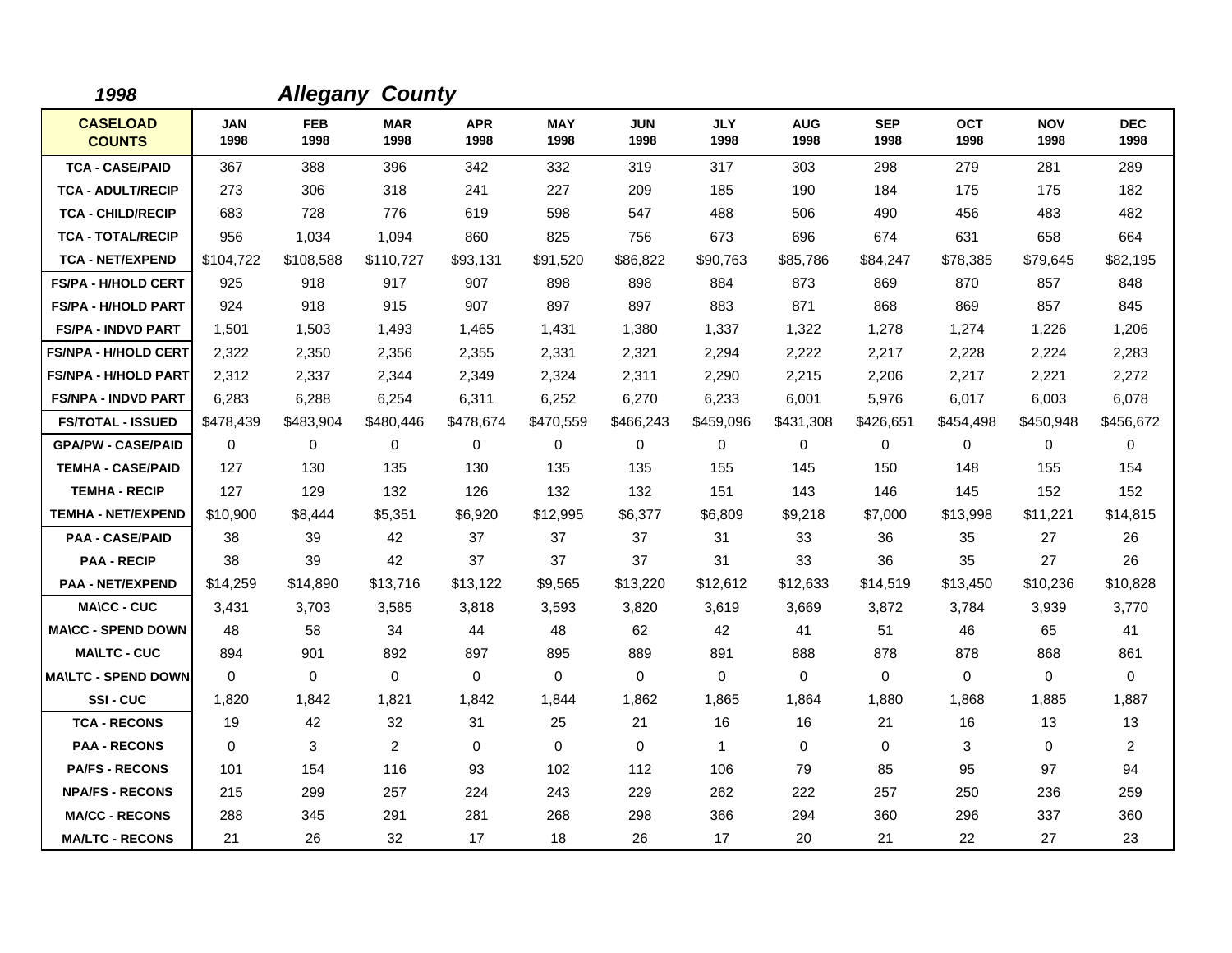**1998** **Allegany County**

| CASELOAD COUNTS | JAN 1998 | FEB 1998 | MAR 1998 | APR 1998 | MAY 1998 | JUN 1998 | JLY 1998 | AUG 1998 | SEP 1998 | OCT 1998 | NOV 1998 | DEC 1998 |
|---|---|---|---|---|---|---|---|---|---|---|---|---|
| TCA - CASE/PAID | 367 | 388 | 396 | 342 | 332 | 319 | 317 | 303 | 298 | 279 | 281 | 289 |
| TCA - ADULT/RECIP | 273 | 306 | 318 | 241 | 227 | 209 | 185 | 190 | 184 | 175 | 175 | 182 |
| TCA - CHILD/RECIP | 683 | 728 | 776 | 619 | 598 | 547 | 488 | 506 | 490 | 456 | 483 | 482 |
| TCA - TOTAL/RECIP | 956 | 1,034 | 1,094 | 860 | 825 | 756 | 673 | 696 | 674 | 631 | 658 | 664 |
| TCA - NET/EXPEND | $104,722 | $108,588 | $110,727 | $93,131 | $91,520 | $86,822 | $90,763 | $85,786 | $84,247 | $78,385 | $79,645 | $82,195 |
| FS/PA - H/HOLD CERT | 925 | 918 | 917 | 907 | 898 | 898 | 884 | 873 | 869 | 870 | 857 | 848 |
| FS/PA - H/HOLD PART | 924 | 918 | 915 | 907 | 897 | 897 | 883 | 871 | 868 | 869 | 857 | 845 |
| FS/PA - INDVD PART | 1,501 | 1,503 | 1,493 | 1,465 | 1,431 | 1,380 | 1,337 | 1,322 | 1,278 | 1,274 | 1,226 | 1,206 |
| FS/NPA - H/HOLD CERT | 2,322 | 2,350 | 2,356 | 2,355 | 2,331 | 2,321 | 2,294 | 2,222 | 2,217 | 2,228 | 2,224 | 2,283 |
| FS/NPA - H/HOLD PART | 2,312 | 2,337 | 2,344 | 2,349 | 2,324 | 2,311 | 2,290 | 2,215 | 2,206 | 2,217 | 2,221 | 2,272 |
| FS/NPA - INDVD PART | 6,283 | 6,288 | 6,254 | 6,311 | 6,252 | 6,270 | 6,233 | 6,001 | 5,976 | 6,017 | 6,003 | 6,078 |
| FS/TOTAL - ISSUED | $478,439 | $483,904 | $480,446 | $478,674 | $470,559 | $466,243 | $459,096 | $431,308 | $426,651 | $454,498 | $450,948 | $456,672 |
| GPA/PW - CASE/PAID | 0 | 0 | 0 | 0 | 0 | 0 | 0 | 0 | 0 | 0 | 0 | 0 |
| TEMHA - CASE/PAID | 127 | 130 | 135 | 130 | 135 | 135 | 155 | 145 | 150 | 148 | 155 | 154 |
| TEMHA - RECIP | 127 | 129 | 132 | 126 | 132 | 132 | 151 | 143 | 146 | 145 | 152 | 152 |
| TEMHA - NET/EXPEND | $10,900 | $8,444 | $5,351 | $6,920 | $12,995 | $6,377 | $6,809 | $9,218 | $7,000 | $13,998 | $11,221 | $14,815 |
| PAA - CASE/PAID | 38 | 39 | 42 | 37 | 37 | 37 | 31 | 33 | 36 | 35 | 27 | 26 |
| PAA - RECIP | 38 | 39 | 42 | 37 | 37 | 37 | 31 | 33 | 36 | 35 | 27 | 26 |
| PAA - NET/EXPEND | $14,259 | $14,890 | $13,716 | $13,122 | $9,565 | $13,220 | $12,612 | $12,633 | $14,519 | $13,450 | $10,236 | $10,828 |
| MA\CC - CUC | 3,431 | 3,703 | 3,585 | 3,818 | 3,593 | 3,820 | 3,619 | 3,669 | 3,872 | 3,784 | 3,939 | 3,770 |
| MA\CC - SPEND DOWN | 48 | 58 | 34 | 44 | 48 | 62 | 42 | 41 | 51 | 46 | 65 | 41 |
| MA\LTC - CUC | 894 | 901 | 892 | 897 | 895 | 889 | 891 | 888 | 878 | 878 | 868 | 861 |
| MA\LTC - SPEND DOWN | 0 | 0 | 0 | 0 | 0 | 0 | 0 | 0 | 0 | 0 | 0 | 0 |
| SSI - CUC | 1,820 | 1,842 | 1,821 | 1,842 | 1,844 | 1,862 | 1,865 | 1,864 | 1,880 | 1,868 | 1,885 | 1,887 |
| TCA - RECONS | 19 | 42 | 32 | 31 | 25 | 21 | 16 | 16 | 21 | 16 | 13 | 13 |
| PAA - RECONS | 0 | 3 | 2 | 0 | 0 | 0 | 1 | 0 | 0 | 3 | 0 | 2 |
| PA/FS - RECONS | 101 | 154 | 116 | 93 | 102 | 112 | 106 | 79 | 85 | 95 | 97 | 94 |
| NPA/FS - RECONS | 215 | 299 | 257 | 224 | 243 | 229 | 262 | 222 | 257 | 250 | 236 | 259 |
| MA/CC - RECONS | 288 | 345 | 291 | 281 | 268 | 298 | 366 | 294 | 360 | 296 | 337 | 360 |
| MA/LTC - RECONS | 21 | 26 | 32 | 17 | 18 | 26 | 17 | 20 | 21 | 22 | 27 | 23 |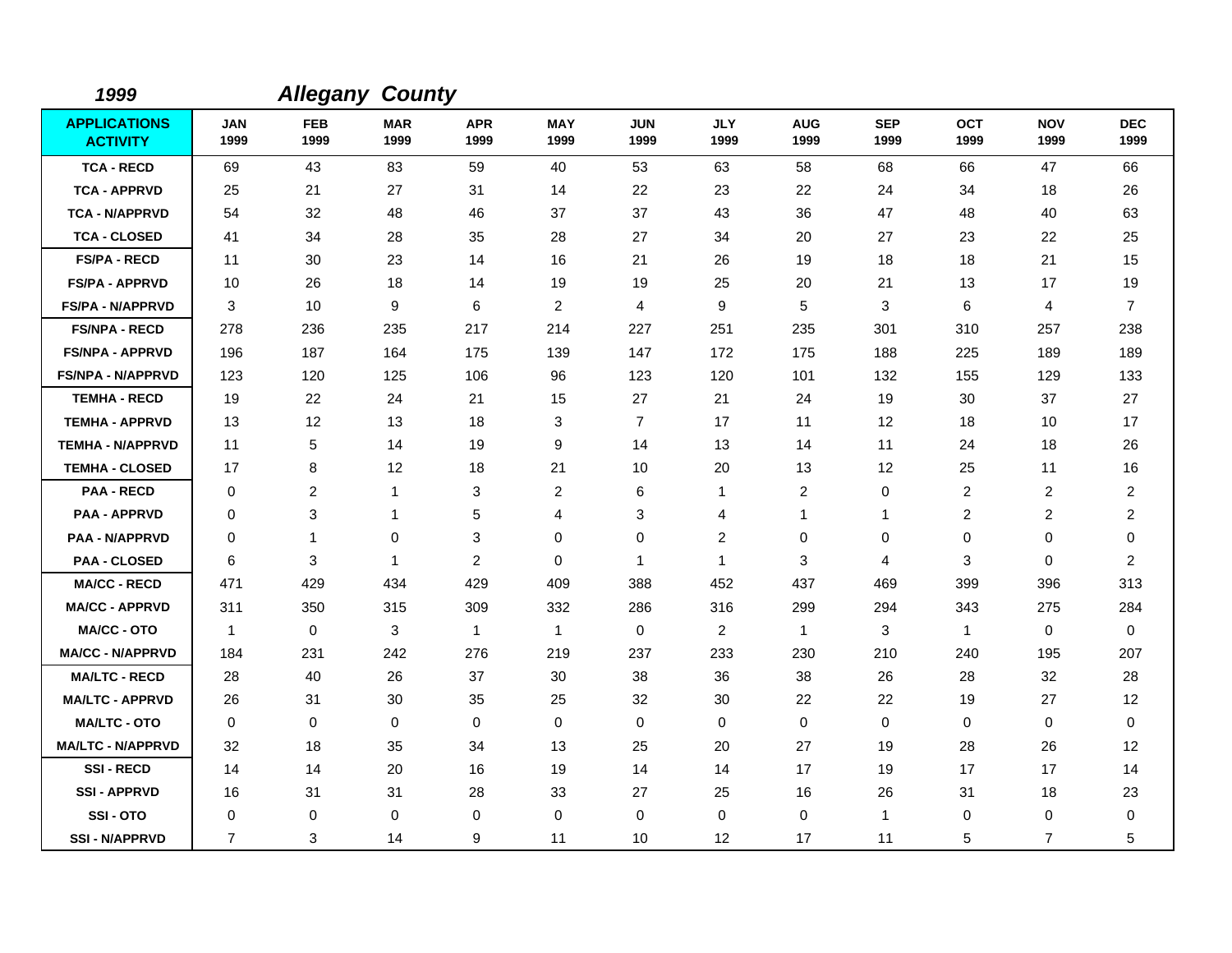*1999* *Allegany County*

| APPLICATIONS ACTIVITY | JAN 1999 | FEB 1999 | MAR 1999 | APR 1999 | MAY 1999 | JUN 1999 | JLY 1999 | AUG 1999 | SEP 1999 | OCT 1999 | NOV 1999 | DEC 1999 |
|---|---|---|---|---|---|---|---|---|---|---|---|---|
| TCA - RECD | 69 | 43 | 83 | 59 | 40 | 53 | 63 | 58 | 68 | 66 | 47 | 66 |
| TCA - APPRVD | 25 | 21 | 27 | 31 | 14 | 22 | 23 | 22 | 24 | 34 | 18 | 26 |
| TCA - N/APPRVD | 54 | 32 | 48 | 46 | 37 | 37 | 43 | 36 | 47 | 48 | 40 | 63 |
| TCA - CLOSED | 41 | 34 | 28 | 35 | 28 | 27 | 34 | 20 | 27 | 23 | 22 | 25 |
| FS/PA - RECD | 11 | 30 | 23 | 14 | 16 | 21 | 26 | 19 | 18 | 18 | 21 | 15 |
| FS/PA - APPRVD | 10 | 26 | 18 | 14 | 19 | 19 | 25 | 20 | 21 | 13 | 17 | 19 |
| FS/PA - N/APPRVD | 3 | 10 | 9 | 6 | 2 | 4 | 9 | 5 | 3 | 6 | 4 | 7 |
| FS/NPA - RECD | 278 | 236 | 235 | 217 | 214 | 227 | 251 | 235 | 301 | 310 | 257 | 238 |
| FS/NPA - APPRVD | 196 | 187 | 164 | 175 | 139 | 147 | 172 | 175 | 188 | 225 | 189 | 189 |
| FS/NPA - N/APPRVD | 123 | 120 | 125 | 106 | 96 | 123 | 120 | 101 | 132 | 155 | 129 | 133 |
| TEMHA - RECD | 19 | 22 | 24 | 21 | 15 | 27 | 21 | 24 | 19 | 30 | 37 | 27 |
| TEMHA - APPRVD | 13 | 12 | 13 | 18 | 3 | 7 | 17 | 11 | 12 | 18 | 10 | 17 |
| TEMHA - N/APPRVD | 11 | 5 | 14 | 19 | 9 | 14 | 13 | 14 | 11 | 24 | 18 | 26 |
| TEMHA - CLOSED | 17 | 8 | 12 | 18 | 21 | 10 | 20 | 13 | 12 | 25 | 11 | 16 |
| PAA - RECD | 0 | 2 | 1 | 3 | 2 | 6 | 1 | 2 | 0 | 2 | 2 | 2 |
| PAA - APPRVD | 0 | 3 | 1 | 5 | 4 | 3 | 4 | 1 | 1 | 2 | 2 | 2 |
| PAA - N/APPRVD | 0 | 1 | 0 | 3 | 0 | 0 | 2 | 0 | 0 | 0 | 0 | 0 |
| PAA - CLOSED | 6 | 3 | 1 | 2 | 0 | 1 | 1 | 3 | 4 | 3 | 0 | 2 |
| MA/CC - RECD | 471 | 429 | 434 | 429 | 409 | 388 | 452 | 437 | 469 | 399 | 396 | 313 |
| MA/CC - APPRVD | 311 | 350 | 315 | 309 | 332 | 286 | 316 | 299 | 294 | 343 | 275 | 284 |
| MA/CC - OTO | 1 | 0 | 3 | 1 | 1 | 0 | 2 | 1 | 3 | 1 | 0 | 0 |
| MA/CC - N/APPRVD | 184 | 231 | 242 | 276 | 219 | 237 | 233 | 230 | 210 | 240 | 195 | 207 |
| MA/LTC - RECD | 28 | 40 | 26 | 37 | 30 | 38 | 36 | 38 | 26 | 28 | 32 | 28 |
| MA/LTC - APPRVD | 26 | 31 | 30 | 35 | 25 | 32 | 30 | 22 | 22 | 19 | 27 | 12 |
| MA/LTC - OTO | 0 | 0 | 0 | 0 | 0 | 0 | 0 | 0 | 0 | 0 | 0 | 0 |
| MA/LTC - N/APPRVD | 32 | 18 | 35 | 34 | 13 | 25 | 20 | 27 | 19 | 28 | 26 | 12 |
| SSI - RECD | 14 | 14 | 20 | 16 | 19 | 14 | 14 | 17 | 19 | 17 | 17 | 14 |
| SSI - APPRVD | 16 | 31 | 31 | 28 | 33 | 27 | 25 | 16 | 26 | 31 | 18 | 23 |
| SSI - OTO | 0 | 0 | 0 | 0 | 0 | 0 | 0 | 0 | 1 | 0 | 0 | 0 |
| SSI - N/APPRVD | 7 | 3 | 14 | 9 | 11 | 10 | 12 | 17 | 11 | 5 | 7 | 5 |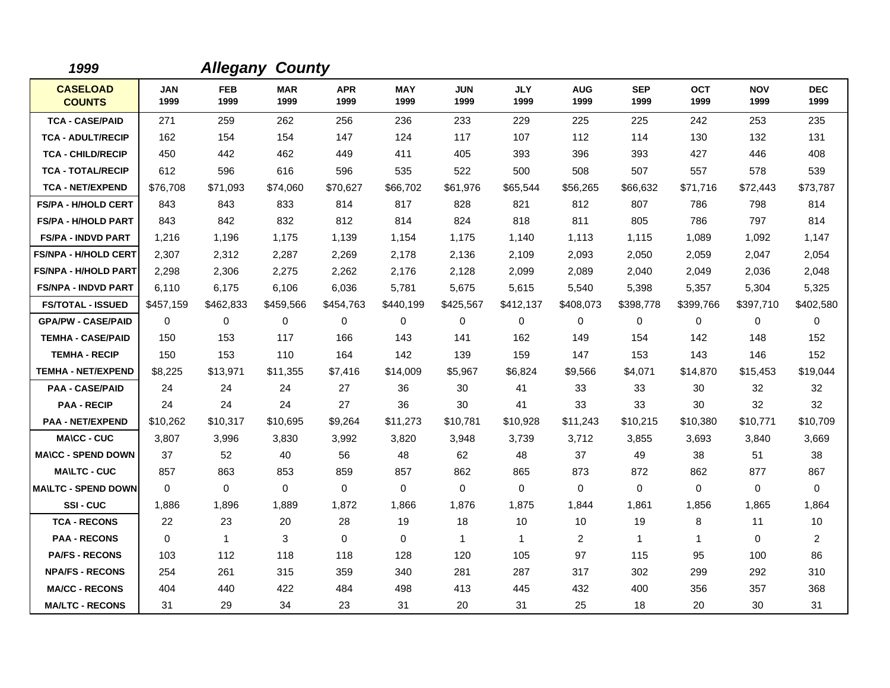## *1999* *Allegany County*

| CASELOAD COUNTS | JAN 1999 | FEB 1999 | MAR 1999 | APR 1999 | MAY 1999 | JUN 1999 | JLY 1999 | AUG 1999 | SEP 1999 | OCT 1999 | NOV 1999 | DEC 1999 |
|---|---|---|---|---|---|---|---|---|---|---|---|---|
| TCA - CASE/PAID | 271 | 259 | 262 | 256 | 236 | 233 | 229 | 225 | 225 | 242 | 253 | 235 |
| TCA - ADULT/RECIP | 162 | 154 | 154 | 147 | 124 | 117 | 107 | 112 | 114 | 130 | 132 | 131 |
| TCA - CHILD/RECIP | 450 | 442 | 462 | 449 | 411 | 405 | 393 | 396 | 393 | 427 | 446 | 408 |
| TCA - TOTAL/RECIP | 612 | 596 | 616 | 596 | 535 | 522 | 500 | 508 | 507 | 557 | 578 | 539 |
| TCA - NET/EXPEND | $76,708 | $71,093 | $74,060 | $70,627 | $66,702 | $61,976 | $65,544 | $56,265 | $66,632 | $71,716 | $72,443 | $73,787 |
| FS/PA - H/HOLD CERT | 843 | 843 | 833 | 814 | 817 | 828 | 821 | 812 | 807 | 786 | 798 | 814 |
| FS/PA - H/HOLD PART | 843 | 842 | 832 | 812 | 814 | 824 | 818 | 811 | 805 | 786 | 797 | 814 |
| FS/PA - INDVD PART | 1,216 | 1,196 | 1,175 | 1,139 | 1,154 | 1,175 | 1,140 | 1,113 | 1,115 | 1,089 | 1,092 | 1,147 |
| FS/NPA - H/HOLD CERT | 2,307 | 2,312 | 2,287 | 2,269 | 2,178 | 2,136 | 2,109 | 2,093 | 2,050 | 2,059 | 2,047 | 2,054 |
| FS/NPA - H/HOLD PART | 2,298 | 2,306 | 2,275 | 2,262 | 2,176 | 2,128 | 2,099 | 2,089 | 2,040 | 2,049 | 2,036 | 2,048 |
| FS/NPA - INDVD PART | 6,110 | 6,175 | 6,106 | 6,036 | 5,781 | 5,675 | 5,615 | 5,540 | 5,398 | 5,357 | 5,304 | 5,325 |
| FS/TOTAL - ISSUED | $457,159 | $462,833 | $459,566 | $454,763 | $440,199 | $425,567 | $412,137 | $408,073 | $398,778 | $399,766 | $397,710 | $402,580 |
| GPA/PW - CASE/PAID | 0 | 0 | 0 | 0 | 0 | 0 | 0 | 0 | 0 | 0 | 0 | 0 |
| TEMHA - CASE/PAID | 150 | 153 | 117 | 166 | 143 | 141 | 162 | 149 | 154 | 142 | 148 | 152 |
| TEMHA - RECIP | 150 | 153 | 110 | 164 | 142 | 139 | 159 | 147 | 153 | 143 | 146 | 152 |
| TEMHA - NET/EXPEND | $8,225 | $13,971 | $11,355 | $7,416 | $14,009 | $5,967 | $6,824 | $9,566 | $4,071 | $14,870 | $15,453 | $19,044 |
| PAA - CASE/PAID | 24 | 24 | 24 | 27 | 36 | 30 | 41 | 33 | 33 | 30 | 32 | 32 |
| PAA - RECIP | 24 | 24 | 24 | 27 | 36 | 30 | 41 | 33 | 33 | 30 | 32 | 32 |
| PAA - NET/EXPEND | $10,262 | $10,317 | $10,695 | $9,264 | $11,273 | $10,781 | $10,928 | $11,243 | $10,215 | $10,380 | $10,771 | $10,709 |
| MA\CC - CUC | 3,807 | 3,996 | 3,830 | 3,992 | 3,820 | 3,948 | 3,739 | 3,712 | 3,855 | 3,693 | 3,840 | 3,669 |
| MA\CC - SPEND DOWN | 37 | 52 | 40 | 56 | 48 | 62 | 48 | 37 | 49 | 38 | 51 | 38 |
| MA\LTC - CUC | 857 | 863 | 853 | 859 | 857 | 862 | 865 | 873 | 872 | 862 | 877 | 867 |
| MA\LTC - SPEND DOWN | 0 | 0 | 0 | 0 | 0 | 0 | 0 | 0 | 0 | 0 | 0 | 0 |
| SSI - CUC | 1,886 | 1,896 | 1,889 | 1,872 | 1,866 | 1,876 | 1,875 | 1,844 | 1,861 | 1,856 | 1,865 | 1,864 |
| TCA - RECONS | 22 | 23 | 20 | 28 | 19 | 18 | 10 | 10 | 19 | 8 | 11 | 10 |
| PAA - RECONS | 0 | 1 | 3 | 0 | 0 | 1 | 1 | 2 | 1 | 1 | 0 | 2 |
| PA/FS - RECONS | 103 | 112 | 118 | 118 | 128 | 120 | 105 | 97 | 115 | 95 | 100 | 86 |
| NPA/FS - RECONS | 254 | 261 | 315 | 359 | 340 | 281 | 287 | 317 | 302 | 299 | 292 | 310 |
| MA/CC - RECONS | 404 | 440 | 422 | 484 | 498 | 413 | 445 | 432 | 400 | 356 | 357 | 368 |
| MA/LTC - RECONS | 31 | 29 | 34 | 23 | 31 | 20 | 31 | 25 | 18 | 20 | 30 | 31 |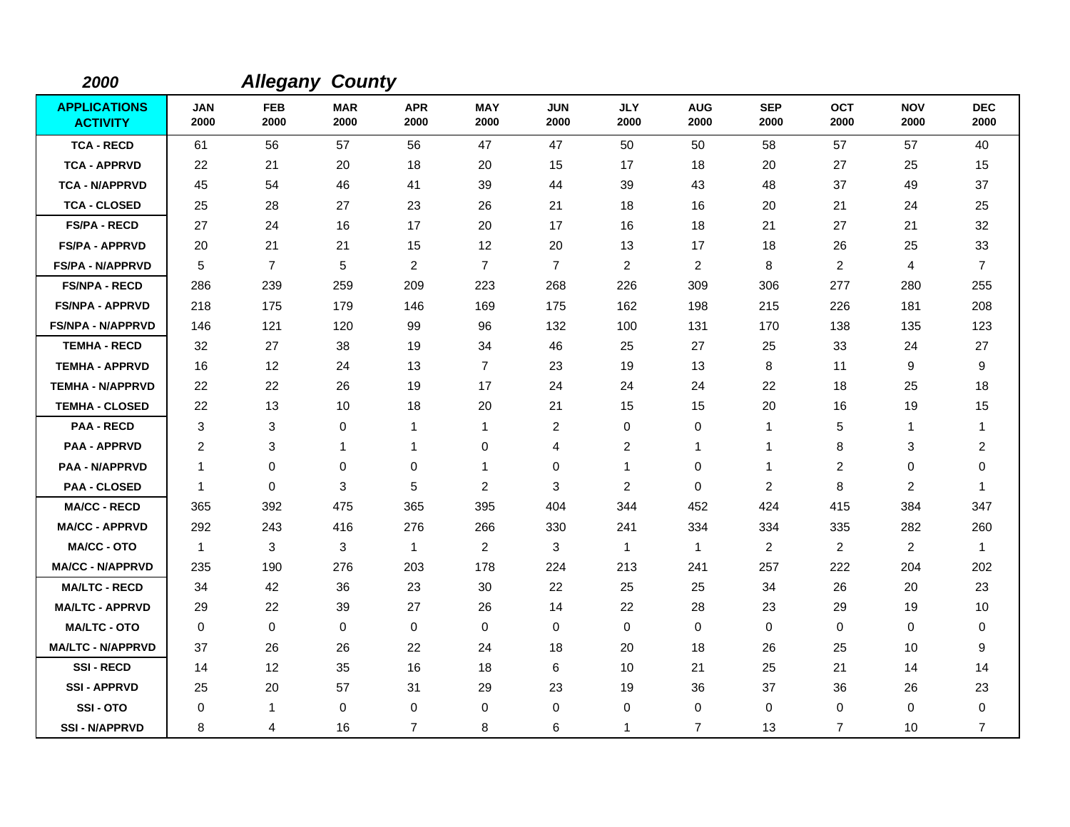**2000** ***Allegany County***

| APPLICATIONS ACTIVITY | JAN 2000 | FEB 2000 | MAR 2000 | APR 2000 | MAY 2000 | JUN 2000 | JLY 2000 | AUG 2000 | SEP 2000 | OCT 2000 | NOV 2000 | DEC 2000 |
|---|---|---|---|---|---|---|---|---|---|---|---|---|
| TCA - RECD | 61 | 56 | 57 | 56 | 47 | 47 | 50 | 50 | 58 | 57 | 57 | 40 |
| TCA - APPRVD | 22 | 21 | 20 | 18 | 20 | 15 | 17 | 18 | 20 | 27 | 25 | 15 |
| TCA - N/APPRVD | 45 | 54 | 46 | 41 | 39 | 44 | 39 | 43 | 48 | 37 | 49 | 37 |
| TCA - CLOSED | 25 | 28 | 27 | 23 | 26 | 21 | 18 | 16 | 20 | 21 | 24 | 25 |
| FS/PA - RECD | 27 | 24 | 16 | 17 | 20 | 17 | 16 | 18 | 21 | 27 | 21 | 32 |
| FS/PA - APPRVD | 20 | 21 | 21 | 15 | 12 | 20 | 13 | 17 | 18 | 26 | 25 | 33 |
| FS/PA - N/APPRVD | 5 | 7 | 5 | 2 | 7 | 7 | 2 | 2 | 8 | 2 | 4 | 7 |
| FS/NPA - RECD | 286 | 239 | 259 | 209 | 223 | 268 | 226 | 309 | 306 | 277 | 280 | 255 |
| FS/NPA - APPRVD | 218 | 175 | 179 | 146 | 169 | 175 | 162 | 198 | 215 | 226 | 181 | 208 |
| FS/NPA - N/APPRVD | 146 | 121 | 120 | 99 | 96 | 132 | 100 | 131 | 170 | 138 | 135 | 123 |
| TEMHA - RECD | 32 | 27 | 38 | 19 | 34 | 46 | 25 | 27 | 25 | 33 | 24 | 27 |
| TEMHA - APPRVD | 16 | 12 | 24 | 13 | 7 | 23 | 19 | 13 | 8 | 11 | 9 | 9 |
| TEMHA - N/APPRVD | 22 | 22 | 26 | 19 | 17 | 24 | 24 | 24 | 22 | 18 | 25 | 18 |
| TEMHA - CLOSED | 22 | 13 | 10 | 18 | 20 | 21 | 15 | 15 | 20 | 16 | 19 | 15 |
| PAA - RECD | 3 | 3 | 0 | 1 | 1 | 2 | 0 | 0 | 1 | 5 | 1 | 1 |
| PAA - APPRVD | 2 | 3 | 1 | 1 | 0 | 4 | 2 | 1 | 1 | 8 | 3 | 2 |
| PAA - N/APPRVD | 1 | 0 | 0 | 0 | 1 | 0 | 1 | 0 | 1 | 2 | 0 | 0 |
| PAA - CLOSED | 1 | 0 | 3 | 5 | 2 | 3 | 2 | 0 | 2 | 8 | 2 | 1 |
| MA/CC - RECD | 365 | 392 | 475 | 365 | 395 | 404 | 344 | 452 | 424 | 415 | 384 | 347 |
| MA/CC - APPRVD | 292 | 243 | 416 | 276 | 266 | 330 | 241 | 334 | 334 | 335 | 282 | 260 |
| MA/CC - OTO | 1 | 3 | 3 | 1 | 2 | 3 | 1 | 1 | 2 | 2 | 2 | 1 |
| MA/CC - N/APPRVD | 235 | 190 | 276 | 203 | 178 | 224 | 213 | 241 | 257 | 222 | 204 | 202 |
| MA/LTC - RECD | 34 | 42 | 36 | 23 | 30 | 22 | 25 | 25 | 34 | 26 | 20 | 23 |
| MA/LTC - APPRVD | 29 | 22 | 39 | 27 | 26 | 14 | 22 | 28 | 23 | 29 | 19 | 10 |
| MA/LTC - OTO | 0 | 0 | 0 | 0 | 0 | 0 | 0 | 0 | 0 | 0 | 0 | 0 |
| MA/LTC - N/APPRVD | 37 | 26 | 26 | 22 | 24 | 18 | 20 | 18 | 26 | 25 | 10 | 9 |
| SSI - RECD | 14 | 12 | 35 | 16 | 18 | 6 | 10 | 21 | 25 | 21 | 14 | 14 |
| SSI - APPRVD | 25 | 20 | 57 | 31 | 29 | 23 | 19 | 36 | 37 | 36 | 26 | 23 |
| SSI - OTO | 0 | 1 | 0 | 0 | 0 | 0 | 0 | 0 | 0 | 0 | 0 | 0 |
| SSI - N/APPRVD | 8 | 4 | 16 | 7 | 8 | 6 | 1 | 7 | 13 | 7 | 10 | 7 |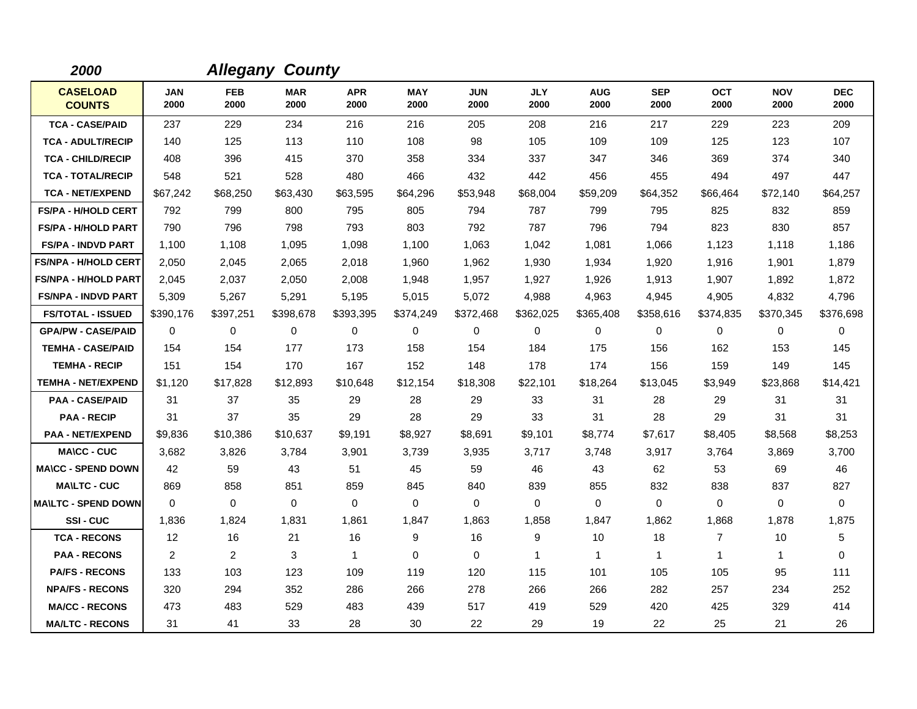**2000** ***Allegany County***

| CASELOAD COUNTS | JAN 2000 | FEB 2000 | MAR 2000 | APR 2000 | MAY 2000 | JUN 2000 | JLY 2000 | AUG 2000 | SEP 2000 | OCT 2000 | NOV 2000 | DEC 2000 |
|---|---|---|---|---|---|---|---|---|---|---|---|---|
| TCA - CASE/PAID | 237 | 229 | 234 | 216 | 216 | 205 | 208 | 216 | 217 | 229 | 223 | 209 |
| TCA - ADULT/RECIP | 140 | 125 | 113 | 110 | 108 | 98 | 105 | 109 | 109 | 125 | 123 | 107 |
| TCA - CHILD/RECIP | 408 | 396 | 415 | 370 | 358 | 334 | 337 | 347 | 346 | 369 | 374 | 340 |
| TCA - TOTAL/RECIP | 548 | 521 | 528 | 480 | 466 | 432 | 442 | 456 | 455 | 494 | 497 | 447 |
| TCA - NET/EXPEND | $67,242 | $68,250 | $63,430 | $63,595 | $64,296 | $53,948 | $68,004 | $59,209 | $64,352 | $66,464 | $72,140 | $64,257 |
| FS/PA - H/HOLD CERT | 792 | 799 | 800 | 795 | 805 | 794 | 787 | 799 | 795 | 825 | 832 | 859 |
| FS/PA - H/HOLD PART | 790 | 796 | 798 | 793 | 803 | 792 | 787 | 796 | 794 | 823 | 830 | 857 |
| FS/PA - INDVD PART | 1,100 | 1,108 | 1,095 | 1,098 | 1,100 | 1,063 | 1,042 | 1,081 | 1,066 | 1,123 | 1,118 | 1,186 |
| FS/NPA - H/HOLD CERT | 2,050 | 2,045 | 2,065 | 2,018 | 1,960 | 1,962 | 1,930 | 1,934 | 1,920 | 1,916 | 1,901 | 1,879 |
| FS/NPA - H/HOLD PART | 2,045 | 2,037 | 2,050 | 2,008 | 1,948 | 1,957 | 1,927 | 1,926 | 1,913 | 1,907 | 1,892 | 1,872 |
| FS/NPA - INDVD PART | 5,309 | 5,267 | 5,291 | 5,195 | 5,015 | 5,072 | 4,988 | 4,963 | 4,945 | 4,905 | 4,832 | 4,796 |
| FS/TOTAL - ISSUED | $390,176 | $397,251 | $398,678 | $393,395 | $374,249 | $372,468 | $362,025 | $365,408 | $358,616 | $374,835 | $370,345 | $376,698 |
| GPA/PW - CASE/PAID | 0 | 0 | 0 | 0 | 0 | 0 | 0 | 0 | 0 | 0 | 0 | 0 |
| TEMHA - CASE/PAID | 154 | 154 | 177 | 173 | 158 | 154 | 184 | 175 | 156 | 162 | 153 | 145 |
| TEMHA - RECIP | 151 | 154 | 170 | 167 | 152 | 148 | 178 | 174 | 156 | 159 | 149 | 145 |
| TEMHA - NET/EXPEND | $1,120 | $17,828 | $12,893 | $10,648 | $12,154 | $18,308 | $22,101 | $18,264 | $13,045 | $3,949 | $23,868 | $14,421 |
| PAA - CASE/PAID | 31 | 37 | 35 | 29 | 28 | 29 | 33 | 31 | 28 | 29 | 31 | 31 |
| PAA - RECIP | 31 | 37 | 35 | 29 | 28 | 29 | 33 | 31 | 28 | 29 | 31 | 31 |
| PAA - NET/EXPEND | $9,836 | $10,386 | $10,637 | $9,191 | $8,927 | $8,691 | $9,101 | $8,774 | $7,617 | $8,405 | $8,568 | $8,253 |
| MA\CC - CUC | 3,682 | 3,826 | 3,784 | 3,901 | 3,739 | 3,935 | 3,717 | 3,748 | 3,917 | 3,764 | 3,869 | 3,700 |
| MA\CC - SPEND DOWN | 42 | 59 | 43 | 51 | 45 | 59 | 46 | 43 | 62 | 53 | 69 | 46 |
| MA\LTC - CUC | 869 | 858 | 851 | 859 | 845 | 840 | 839 | 855 | 832 | 838 | 837 | 827 |
| MA\LTC - SPEND DOWN | 0 | 0 | 0 | 0 | 0 | 0 | 0 | 0 | 0 | 0 | 0 | 0 |
| SSI - CUC | 1,836 | 1,824 | 1,831 | 1,861 | 1,847 | 1,863 | 1,858 | 1,847 | 1,862 | 1,868 | 1,878 | 1,875 |
| TCA - RECONS | 12 | 16 | 21 | 16 | 9 | 16 | 9 | 10 | 18 | 7 | 10 | 5 |
| PAA - RECONS | 2 | 2 | 3 | 1 | 0 | 0 | 1 | 1 | 1 | 1 | 1 | 0 |
| PA/FS - RECONS | 133 | 103 | 123 | 109 | 119 | 120 | 115 | 101 | 105 | 105 | 95 | 111 |
| NPA/FS - RECONS | 320 | 294 | 352 | 286 | 266 | 278 | 266 | 266 | 282 | 257 | 234 | 252 |
| MA/CC - RECONS | 473 | 483 | 529 | 483 | 439 | 517 | 419 | 529 | 420 | 425 | 329 | 414 |
| MA/LTC - RECONS | 31 | 41 | 33 | 28 | 30 | 22 | 29 | 19 | 22 | 25 | 21 | 26 |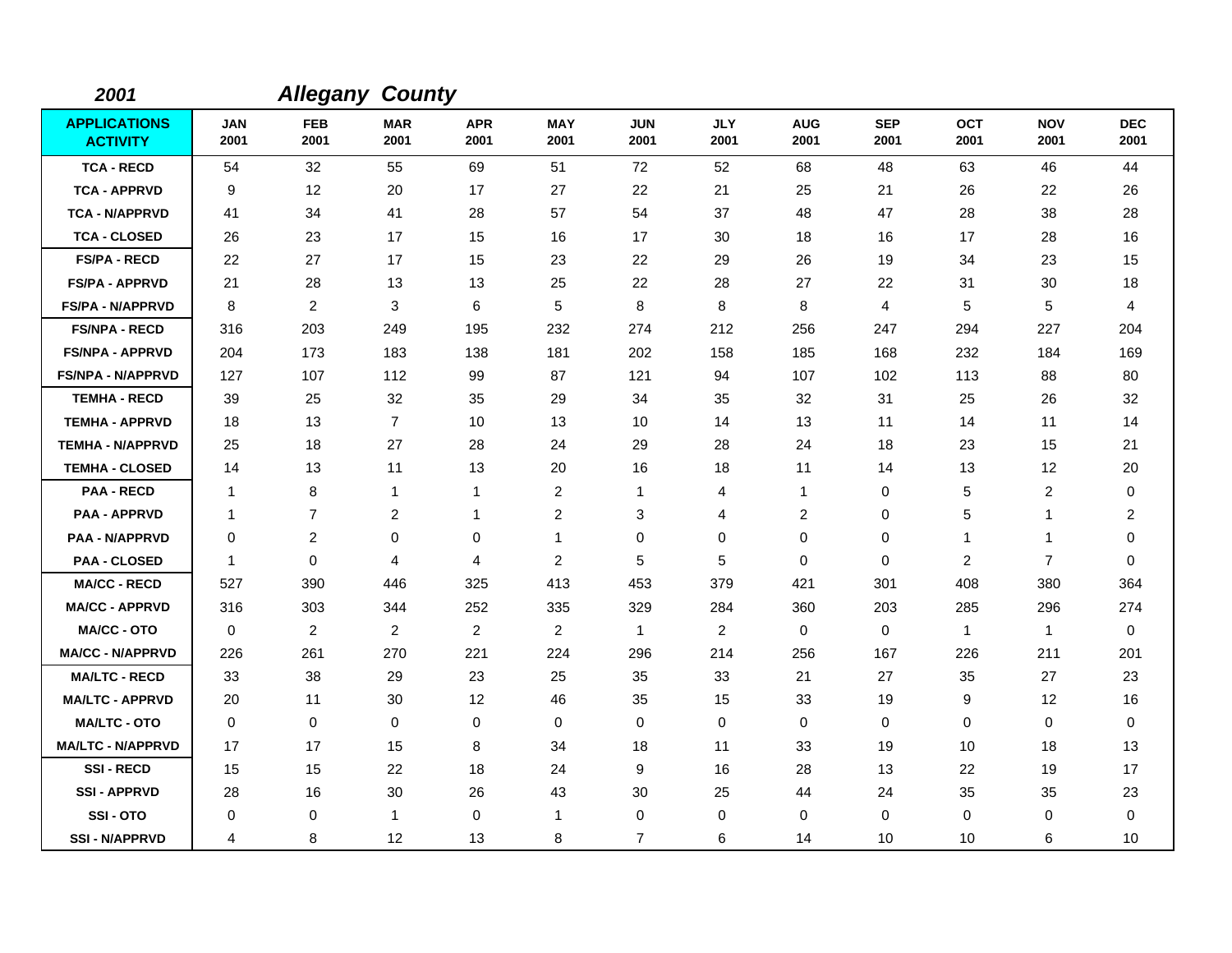***2001*** ***Allegany County***

| APPLICATIONS ACTIVITY | JAN 2001 | FEB 2001 | MAR 2001 | APR 2001 | MAY 2001 | JUN 2001 | JLY 2001 | AUG 2001 | SEP 2001 | OCT 2001 | NOV 2001 | DEC 2001 |
|---|---|---|---|---|---|---|---|---|---|---|---|---|
| TCA - RECD | 54 | 32 | 55 | 69 | 51 | 72 | 52 | 68 | 48 | 63 | 46 | 44 |
| TCA - APPRVD | 9 | 12 | 20 | 17 | 27 | 22 | 21 | 25 | 21 | 26 | 22 | 26 |
| TCA - N/APPRVD | 41 | 34 | 41 | 28 | 57 | 54 | 37 | 48 | 47 | 28 | 38 | 28 |
| TCA - CLOSED | 26 | 23 | 17 | 15 | 16 | 17 | 30 | 18 | 16 | 17 | 28 | 16 |
| FS/PA - RECD | 22 | 27 | 17 | 15 | 23 | 22 | 29 | 26 | 19 | 34 | 23 | 15 |
| FS/PA - APPRVD | 21 | 28 | 13 | 13 | 25 | 22 | 28 | 27 | 22 | 31 | 30 | 18 |
| FS/PA - N/APPRVD | 8 | 2 | 3 | 6 | 5 | 8 | 8 | 8 | 4 | 5 | 5 | 4 |
| FS/NPA - RECD | 316 | 203 | 249 | 195 | 232 | 274 | 212 | 256 | 247 | 294 | 227 | 204 |
| FS/NPA - APPRVD | 204 | 173 | 183 | 138 | 181 | 202 | 158 | 185 | 168 | 232 | 184 | 169 |
| FS/NPA - N/APPRVD | 127 | 107 | 112 | 99 | 87 | 121 | 94 | 107 | 102 | 113 | 88 | 80 |
| TEMHA - RECD | 39 | 25 | 32 | 35 | 29 | 34 | 35 | 32 | 31 | 25 | 26 | 32 |
| TEMHA - APPRVD | 18 | 13 | 7 | 10 | 13 | 10 | 14 | 13 | 11 | 14 | 11 | 14 |
| TEMHA - N/APPRVD | 25 | 18 | 27 | 28 | 24 | 29 | 28 | 24 | 18 | 23 | 15 | 21 |
| TEMHA - CLOSED | 14 | 13 | 11 | 13 | 20 | 16 | 18 | 11 | 14 | 13 | 12 | 20 |
| PAA - RECD | 1 | 8 | 1 | 1 | 2 | 1 | 4 | 1 | 0 | 5 | 2 | 0 |
| PAA - APPRVD | 1 | 7 | 2 | 1 | 2 | 3 | 4 | 2 | 0 | 5 | 1 | 2 |
| PAA - N/APPRVD | 0 | 2 | 0 | 0 | 1 | 0 | 0 | 0 | 0 | 1 | 1 | 0 |
| PAA - CLOSED | 1 | 0 | 4 | 4 | 2 | 5 | 5 | 0 | 0 | 2 | 7 | 0 |
| MA/CC - RECD | 527 | 390 | 446 | 325 | 413 | 453 | 379 | 421 | 301 | 408 | 380 | 364 |
| MA/CC - APPRVD | 316 | 303 | 344 | 252 | 335 | 329 | 284 | 360 | 203 | 285 | 296 | 274 |
| MA/CC - OTO | 0 | 2 | 2 | 2 | 2 | 1 | 2 | 0 | 0 | 1 | 1 | 0 |
| MA/CC - N/APPRVD | 226 | 261 | 270 | 221 | 224 | 296 | 214 | 256 | 167 | 226 | 211 | 201 |
| MA/LTC - RECD | 33 | 38 | 29 | 23 | 25 | 35 | 33 | 21 | 27 | 35 | 27 | 23 |
| MA/LTC - APPRVD | 20 | 11 | 30 | 12 | 46 | 35 | 15 | 33 | 19 | 9 | 12 | 16 |
| MA/LTC - OTO | 0 | 0 | 0 | 0 | 0 | 0 | 0 | 0 | 0 | 0 | 0 | 0 |
| MA/LTC - N/APPRVD | 17 | 17 | 15 | 8 | 34 | 18 | 11 | 33 | 19 | 10 | 18 | 13 |
| SSI - RECD | 15 | 15 | 22 | 18 | 24 | 9 | 16 | 28 | 13 | 22 | 19 | 17 |
| SSI - APPRVD | 28 | 16 | 30 | 26 | 43 | 30 | 25 | 44 | 24 | 35 | 35 | 23 |
| SSI - OTO | 0 | 0 | 1 | 0 | 1 | 0 | 0 | 0 | 0 | 0 | 0 | 0 |
| SSI - N/APPRVD | 4 | 8 | 12 | 13 | 8 | 7 | 6 | 14 | 10 | 10 | 6 | 10 |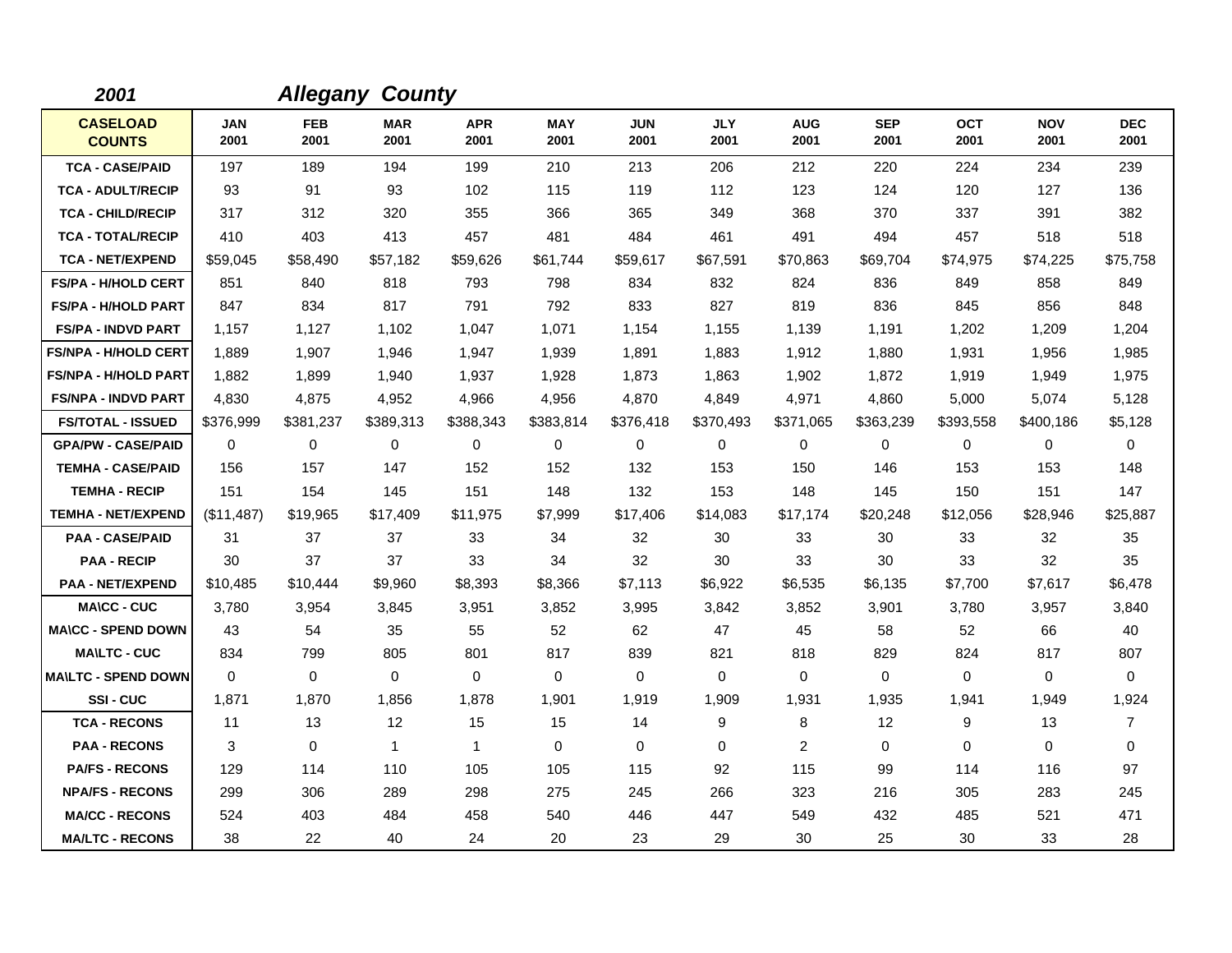**2001** ***Allegany County***

| CASELOAD COUNTS | JAN 2001 | FEB 2001 | MAR 2001 | APR 2001 | MAY 2001 | JUN 2001 | JLY 2001 | AUG 2001 | SEP 2001 | OCT 2001 | NOV 2001 | DEC 2001 |
|---|---|---|---|---|---|---|---|---|---|---|---|---|
| TCA - CASE/PAID | 197 | 189 | 194 | 199 | 210 | 213 | 206 | 212 | 220 | 224 | 234 | 239 |
| TCA - ADULT/RECIP | 93 | 91 | 93 | 102 | 115 | 119 | 112 | 123 | 124 | 120 | 127 | 136 |
| TCA - CHILD/RECIP | 317 | 312 | 320 | 355 | 366 | 365 | 349 | 368 | 370 | 337 | 391 | 382 |
| TCA - TOTAL/RECIP | 410 | 403 | 413 | 457 | 481 | 484 | 461 | 491 | 494 | 457 | 518 | 518 |
| TCA - NET/EXPEND | $59,045 | $58,490 | $57,182 | $59,626 | $61,744 | $59,617 | $67,591 | $70,863 | $69,704 | $74,975 | $74,225 | $75,758 |
| FS/PA - H/HOLD CERT | 851 | 840 | 818 | 793 | 798 | 834 | 832 | 824 | 836 | 849 | 858 | 849 |
| FS/PA - H/HOLD PART | 847 | 834 | 817 | 791 | 792 | 833 | 827 | 819 | 836 | 845 | 856 | 848 |
| FS/PA - INDVD PART | 1,157 | 1,127 | 1,102 | 1,047 | 1,071 | 1,154 | 1,155 | 1,139 | 1,191 | 1,202 | 1,209 | 1,204 |
| FS/NPA - H/HOLD CERT | 1,889 | 1,907 | 1,946 | 1,947 | 1,939 | 1,891 | 1,883 | 1,912 | 1,880 | 1,931 | 1,956 | 1,985 |
| FS/NPA - H/HOLD PART | 1,882 | 1,899 | 1,940 | 1,937 | 1,928 | 1,873 | 1,863 | 1,902 | 1,872 | 1,919 | 1,949 | 1,975 |
| FS/NPA - INDVD PART | 4,830 | 4,875 | 4,952 | 4,966 | 4,956 | 4,870 | 4,849 | 4,971 | 4,860 | 5,000 | 5,074 | 5,128 |
| FS/TOTAL - ISSUED | $376,999 | $381,237 | $389,313 | $388,343 | $383,814 | $376,418 | $370,493 | $371,065 | $363,239 | $393,558 | $400,186 | $5,128 |
| GPA/PW - CASE/PAID | 0 | 0 | 0 | 0 | 0 | 0 | 0 | 0 | 0 | 0 | 0 | 0 |
| TEMHA - CASE/PAID | 156 | 157 | 147 | 152 | 152 | 132 | 153 | 150 | 146 | 153 | 153 | 148 |
| TEMHA - RECIP | 151 | 154 | 145 | 151 | 148 | 132 | 153 | 148 | 145 | 150 | 151 | 147 |
| TEMHA - NET/EXPEND | ($11,487) | $19,965 | $17,409 | $11,975 | $7,999 | $17,406 | $14,083 | $17,174 | $20,248 | $12,056 | $28,946 | $25,887 |
| PAA - CASE/PAID | 31 | 37 | 37 | 33 | 34 | 32 | 30 | 33 | 30 | 33 | 32 | 35 |
| PAA - RECIP | 30 | 37 | 37 | 33 | 34 | 32 | 30 | 33 | 30 | 33 | 32 | 35 |
| PAA - NET/EXPEND | $10,485 | $10,444 | $9,960 | $8,393 | $8,366 | $7,113 | $6,922 | $6,535 | $6,135 | $7,700 | $7,617 | $6,478 |
| MA\CC - CUC | 3,780 | 3,954 | 3,845 | 3,951 | 3,852 | 3,995 | 3,842 | 3,852 | 3,901 | 3,780 | 3,957 | 3,840 |
| MA\CC - SPEND DOWN | 43 | 54 | 35 | 55 | 52 | 62 | 47 | 45 | 58 | 52 | 66 | 40 |
| MA\LTC - CUC | 834 | 799 | 805 | 801 | 817 | 839 | 821 | 818 | 829 | 824 | 817 | 807 |
| MA\LTC - SPEND DOWN | 0 | 0 | 0 | 0 | 0 | 0 | 0 | 0 | 0 | 0 | 0 | 0 |
| SSI - CUC | 1,871 | 1,870 | 1,856 | 1,878 | 1,901 | 1,919 | 1,909 | 1,931 | 1,935 | 1,941 | 1,949 | 1,924 |
| TCA - RECONS | 11 | 13 | 12 | 15 | 15 | 14 | 9 | 8 | 12 | 9 | 13 | 7 |
| PAA - RECONS | 3 | 0 | 1 | 1 | 0 | 0 | 0 | 2 | 0 | 0 | 0 | 0 |
| PA/FS - RECONS | 129 | 114 | 110 | 105 | 105 | 115 | 92 | 115 | 99 | 114 | 116 | 97 |
| NPA/FS - RECONS | 299 | 306 | 289 | 298 | 275 | 245 | 266 | 323 | 216 | 305 | 283 | 245 |
| MA/CC - RECONS | 524 | 403 | 484 | 458 | 540 | 446 | 447 | 549 | 432 | 485 | 521 | 471 |
| MA/LTC - RECONS | 38 | 22 | 40 | 24 | 20 | 23 | 29 | 30 | 25 | 30 | 33 | 28 |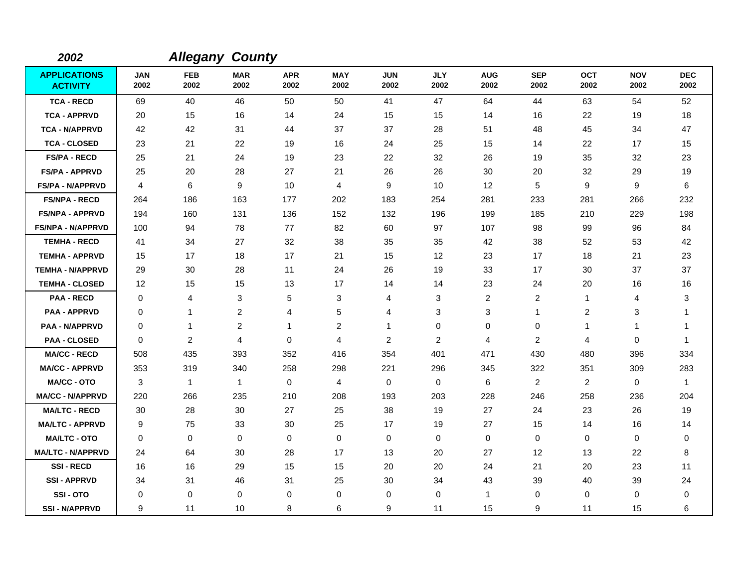**2002** ***Allegany County***

| APPLICATIONS ACTIVITY | JAN 2002 | FEB 2002 | MAR 2002 | APR 2002 | MAY 2002 | JUN 2002 | JLY 2002 | AUG 2002 | SEP 2002 | OCT 2002 | NOV 2002 | DEC 2002 |
|---|---|---|---|---|---|---|---|---|---|---|---|---|
| TCA - RECD | 69 | 40 | 46 | 50 | 50 | 41 | 47 | 64 | 44 | 63 | 54 | 52 |
| TCA - APPRVD | 20 | 15 | 16 | 14 | 24 | 15 | 15 | 14 | 16 | 22 | 19 | 18 |
| TCA - N/APPRVD | 42 | 42 | 31 | 44 | 37 | 37 | 28 | 51 | 48 | 45 | 34 | 47 |
| TCA - CLOSED | 23 | 21 | 22 | 19 | 16 | 24 | 25 | 15 | 14 | 22 | 17 | 15 |
| FS/PA - RECD | 25 | 21 | 24 | 19 | 23 | 22 | 32 | 26 | 19 | 35 | 32 | 23 |
| FS/PA - APPRVD | 25 | 20 | 28 | 27 | 21 | 26 | 26 | 30 | 20 | 32 | 29 | 19 |
| FS/PA - N/APPRVD | 4 | 6 | 9 | 10 | 4 | 9 | 10 | 12 | 5 | 9 | 9 | 6 |
| FS/NPA - RECD | 264 | 186 | 163 | 177 | 202 | 183 | 254 | 281 | 233 | 281 | 266 | 232 |
| FS/NPA - APPRVD | 194 | 160 | 131 | 136 | 152 | 132 | 196 | 199 | 185 | 210 | 229 | 198 |
| FS/NPA - N/APPRVD | 100 | 94 | 78 | 77 | 82 | 60 | 97 | 107 | 98 | 99 | 96 | 84 |
| TEMHA - RECD | 41 | 34 | 27 | 32 | 38 | 35 | 35 | 42 | 38 | 52 | 53 | 42 |
| TEMHA - APPRVD | 15 | 17 | 18 | 17 | 21 | 15 | 12 | 23 | 17 | 18 | 21 | 23 |
| TEMHA - N/APPRVD | 29 | 30 | 28 | 11 | 24 | 26 | 19 | 33 | 17 | 30 | 37 | 37 |
| TEMHA - CLOSED | 12 | 15 | 15 | 13 | 17 | 14 | 14 | 23 | 24 | 20 | 16 | 16 |
| PAA - RECD | 0 | 4 | 3 | 5 | 3 | 4 | 3 | 2 | 2 | 1 | 4 | 3 |
| PAA - APPRVD | 0 | 1 | 2 | 4 | 5 | 4 | 3 | 3 | 1 | 2 | 3 | 1 |
| PAA - N/APPRVD | 0 | 1 | 2 | 1 | 2 | 1 | 0 | 0 | 0 | 1 | 1 | 1 |
| PAA - CLOSED | 0 | 2 | 4 | 0 | 4 | 2 | 2 | 4 | 2 | 4 | 0 | 1 |
| MA/CC - RECD | 508 | 435 | 393 | 352 | 416 | 354 | 401 | 471 | 430 | 480 | 396 | 334 |
| MA/CC - APPRVD | 353 | 319 | 340 | 258 | 298 | 221 | 296 | 345 | 322 | 351 | 309 | 283 |
| MA/CC - OTO | 3 | 1 | 1 | 0 | 4 | 0 | 0 | 6 | 2 | 2 | 0 | 1 |
| MA/CC - N/APPRVD | 220 | 266 | 235 | 210 | 208 | 193 | 203 | 228 | 246 | 258 | 236 | 204 |
| MA/LTC - RECD | 30 | 28 | 30 | 27 | 25 | 38 | 19 | 27 | 24 | 23 | 26 | 19 |
| MA/LTC - APPRVD | 9 | 75 | 33 | 30 | 25 | 17 | 19 | 27 | 15 | 14 | 16 | 14 |
| MA/LTC - OTO | 0 | 0 | 0 | 0 | 0 | 0 | 0 | 0 | 0 | 0 | 0 | 0 |
| MA/LTC - N/APPRVD | 24 | 64 | 30 | 28 | 17 | 13 | 20 | 27 | 12 | 13 | 22 | 8 |
| SSI - RECD | 16 | 16 | 29 | 15 | 15 | 20 | 20 | 24 | 21 | 20 | 23 | 11 |
| SSI - APPRVD | 34 | 31 | 46 | 31 | 25 | 30 | 34 | 43 | 39 | 40 | 39 | 24 |
| SSI - OTO | 0 | 0 | 0 | 0 | 0 | 0 | 0 | 1 | 0 | 0 | 0 | 0 |
| SSI - N/APPRVD | 9 | 11 | 10 | 8 | 6 | 9 | 11 | 15 | 9 | 11 | 15 | 6 |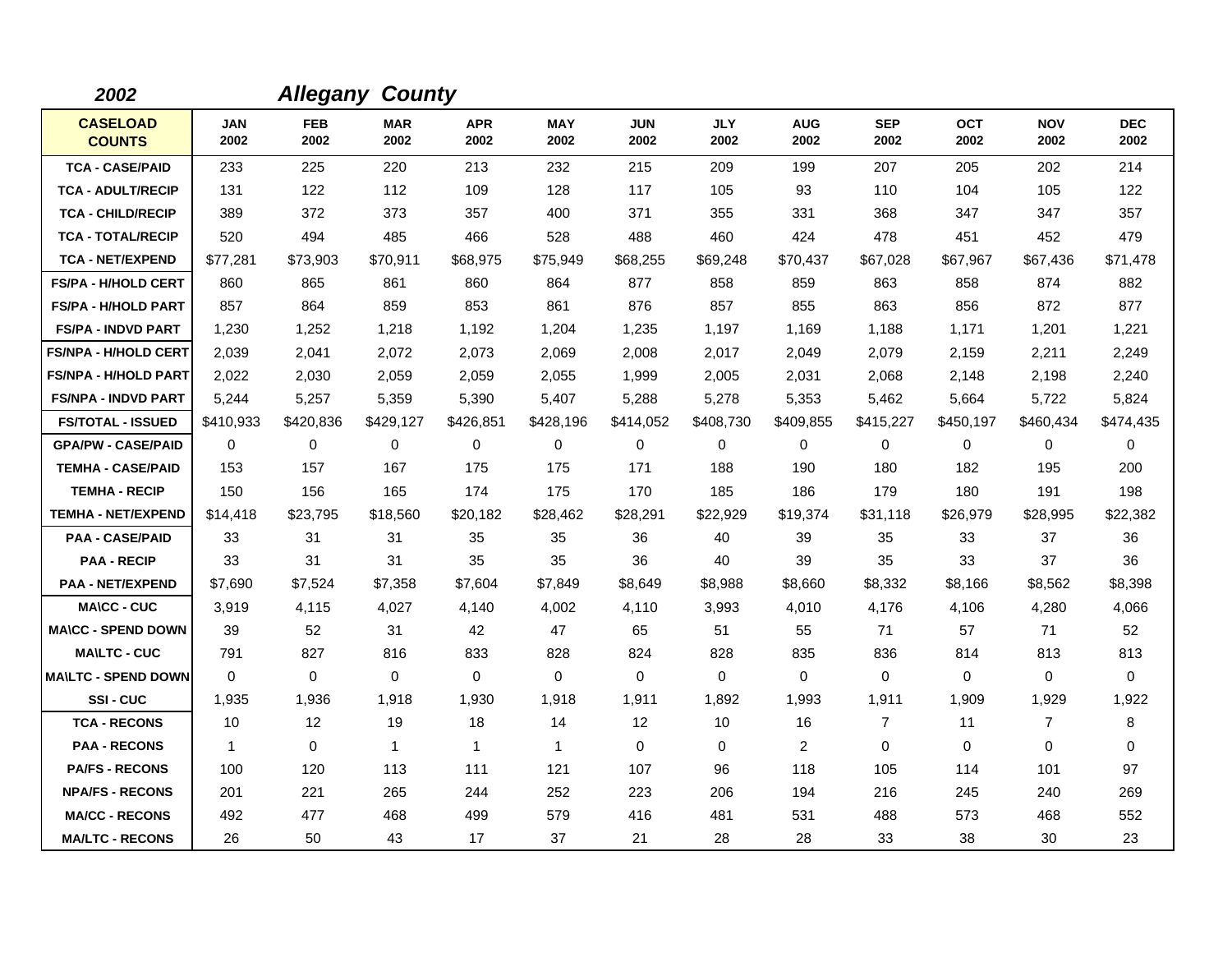**2002** **Allegany County**

| CASELOAD COUNTS | JAN 2002 | FEB 2002 | MAR 2002 | APR 2002 | MAY 2002 | JUN 2002 | JLY 2002 | AUG 2002 | SEP 2002 | OCT 2002 | NOV 2002 | DEC 2002 |
|---|---|---|---|---|---|---|---|---|---|---|---|---|
| TCA - CASE/PAID | 233 | 225 | 220 | 213 | 232 | 215 | 209 | 199 | 207 | 205 | 202 | 214 |
| TCA - ADULT/RECIP | 131 | 122 | 112 | 109 | 128 | 117 | 105 | 93 | 110 | 104 | 105 | 122 |
| TCA - CHILD/RECIP | 389 | 372 | 373 | 357 | 400 | 371 | 355 | 331 | 368 | 347 | 347 | 357 |
| TCA - TOTAL/RECIP | 520 | 494 | 485 | 466 | 528 | 488 | 460 | 424 | 478 | 451 | 452 | 479 |
| TCA - NET/EXPEND | $77,281 | $73,903 | $70,911 | $68,975 | $75,949 | $68,255 | $69,248 | $70,437 | $67,028 | $67,967 | $67,436 | $71,478 |
| FS/PA - H/HOLD CERT | 860 | 865 | 861 | 860 | 864 | 877 | 858 | 859 | 863 | 858 | 874 | 882 |
| FS/PA - H/HOLD PART | 857 | 864 | 859 | 853 | 861 | 876 | 857 | 855 | 863 | 856 | 872 | 877 |
| FS/PA - INDVD PART | 1,230 | 1,252 | 1,218 | 1,192 | 1,204 | 1,235 | 1,197 | 1,169 | 1,188 | 1,171 | 1,201 | 1,221 |
| FS/NPA - H/HOLD CERT | 2,039 | 2,041 | 2,072 | 2,073 | 2,069 | 2,008 | 2,017 | 2,049 | 2,079 | 2,159 | 2,211 | 2,249 |
| FS/NPA - H/HOLD PART | 2,022 | 2,030 | 2,059 | 2,059 | 2,055 | 1,999 | 2,005 | 2,031 | 2,068 | 2,148 | 2,198 | 2,240 |
| FS/NPA - INDVD PART | 5,244 | 5,257 | 5,359 | 5,390 | 5,407 | 5,288 | 5,278 | 5,353 | 5,462 | 5,664 | 5,722 | 5,824 |
| FS/TOTAL - ISSUED | $410,933 | $420,836 | $429,127 | $426,851 | $428,196 | $414,052 | $408,730 | $409,855 | $415,227 | $450,197 | $460,434 | $474,435 |
| GPA/PW - CASE/PAID | 0 | 0 | 0 | 0 | 0 | 0 | 0 | 0 | 0 | 0 | 0 | 0 |
| TEMHA - CASE/PAID | 153 | 157 | 167 | 175 | 175 | 171 | 188 | 190 | 180 | 182 | 195 | 200 |
| TEMHA - RECIP | 150 | 156 | 165 | 174 | 175 | 170 | 185 | 186 | 179 | 180 | 191 | 198 |
| TEMHA - NET/EXPEND | $14,418 | $23,795 | $18,560 | $20,182 | $28,462 | $28,291 | $22,929 | $19,374 | $31,118 | $26,979 | $28,995 | $22,382 |
| PAA - CASE/PAID | 33 | 31 | 31 | 35 | 35 | 36 | 40 | 39 | 35 | 33 | 37 | 36 |
| PAA - RECIP | 33 | 31 | 31 | 35 | 35 | 36 | 40 | 39 | 35 | 33 | 37 | 36 |
| PAA - NET/EXPEND | $7,690 | $7,524 | $7,358 | $7,604 | $7,849 | $8,649 | $8,988 | $8,660 | $8,332 | $8,166 | $8,562 | $8,398 |
| MA\CC - CUC | 3,919 | 4,115 | 4,027 | 4,140 | 4,002 | 4,110 | 3,993 | 4,010 | 4,176 | 4,106 | 4,280 | 4,066 |
| MA\CC - SPEND DOWN | 39 | 52 | 31 | 42 | 47 | 65 | 51 | 55 | 71 | 57 | 71 | 52 |
| MA\LTC - CUC | 791 | 827 | 816 | 833 | 828 | 824 | 828 | 835 | 836 | 814 | 813 | 813 |
| MA\LTC - SPEND DOWN | 0 | 0 | 0 | 0 | 0 | 0 | 0 | 0 | 0 | 0 | 0 | 0 |
| SSI - CUC | 1,935 | 1,936 | 1,918 | 1,930 | 1,918 | 1,911 | 1,892 | 1,993 | 1,911 | 1,909 | 1,929 | 1,922 |
| TCA - RECONS | 10 | 12 | 19 | 18 | 14 | 12 | 10 | 16 | 7 | 11 | 7 | 8 |
| PAA - RECONS | 1 | 0 | 1 | 1 | 1 | 0 | 0 | 2 | 0 | 0 | 0 | 0 |
| PA/FS - RECONS | 100 | 120 | 113 | 111 | 121 | 107 | 96 | 118 | 105 | 114 | 101 | 97 |
| NPA/FS - RECONS | 201 | 221 | 265 | 244 | 252 | 223 | 206 | 194 | 216 | 245 | 240 | 269 |
| MA/CC - RECONS | 492 | 477 | 468 | 499 | 579 | 416 | 481 | 531 | 488 | 573 | 468 | 552 |
| MA/LTC - RECONS | 26 | 50 | 43 | 17 | 37 | 21 | 28 | 28 | 33 | 38 | 30 | 23 |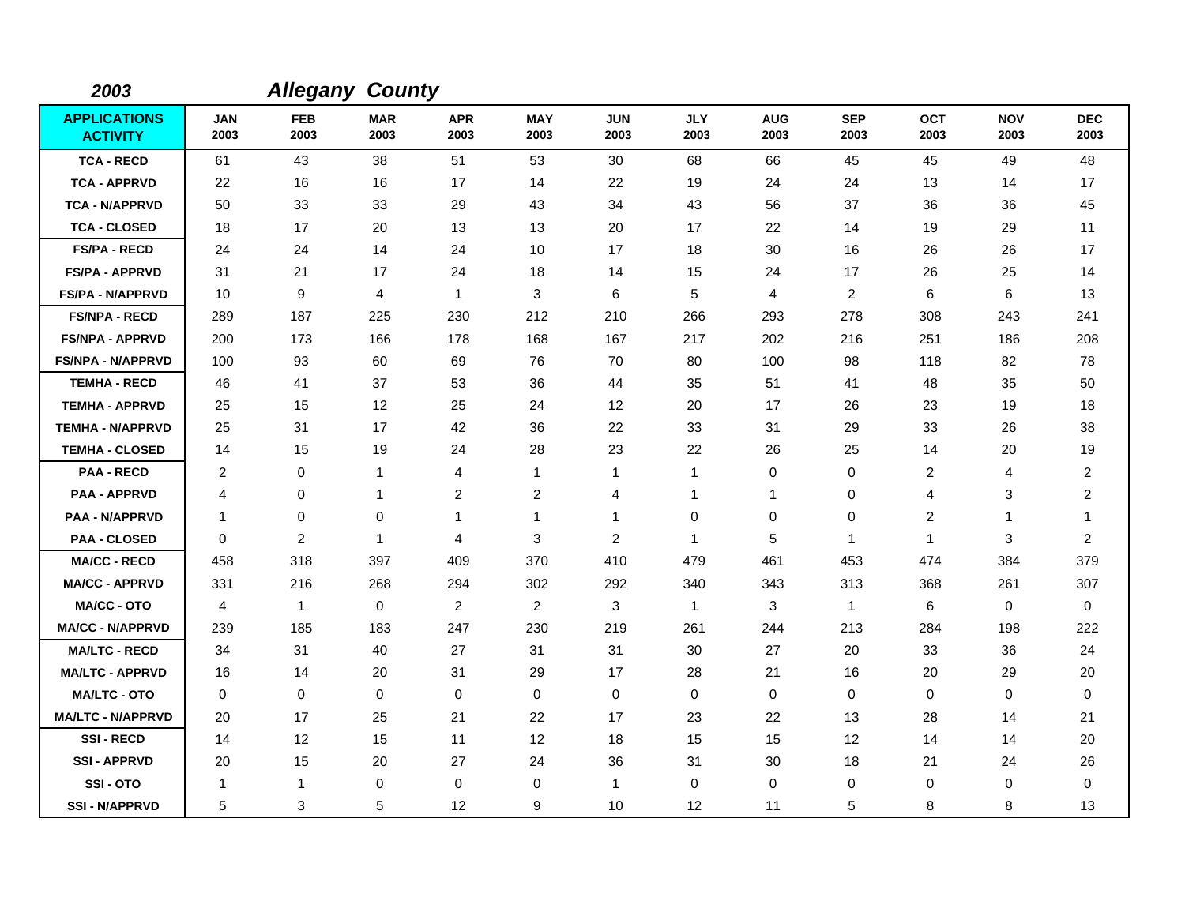**2003** ***Allegany County***

| APPLICATIONS ACTIVITY | JAN 2003 | FEB 2003 | MAR 2003 | APR 2003 | MAY 2003 | JUN 2003 | JLY 2003 | AUG 2003 | SEP 2003 | OCT 2003 | NOV 2003 | DEC 2003 |
|---|---|---|---|---|---|---|---|---|---|---|---|---|
| TCA - RECD | 61 | 43 | 38 | 51 | 53 | 30 | 68 | 66 | 45 | 45 | 49 | 48 |
| TCA - APPRVD | 22 | 16 | 16 | 17 | 14 | 22 | 19 | 24 | 24 | 13 | 14 | 17 |
| TCA - N/APPRVD | 50 | 33 | 33 | 29 | 43 | 34 | 43 | 56 | 37 | 36 | 36 | 45 |
| TCA - CLOSED | 18 | 17 | 20 | 13 | 13 | 20 | 17 | 22 | 14 | 19 | 29 | 11 |
| FS/PA - RECD | 24 | 24 | 14 | 24 | 10 | 17 | 18 | 30 | 16 | 26 | 26 | 17 |
| FS/PA - APPRVD | 31 | 21 | 17 | 24 | 18 | 14 | 15 | 24 | 17 | 26 | 25 | 14 |
| FS/PA - N/APPRVD | 10 | 9 | 4 | 1 | 3 | 6 | 5 | 4 | 2 | 6 | 6 | 13 |
| FS/NPA - RECD | 289 | 187 | 225 | 230 | 212 | 210 | 266 | 293 | 278 | 308 | 243 | 241 |
| FS/NPA - APPRVD | 200 | 173 | 166 | 178 | 168 | 167 | 217 | 202 | 216 | 251 | 186 | 208 |
| FS/NPA - N/APPRVD | 100 | 93 | 60 | 69 | 76 | 70 | 80 | 100 | 98 | 118 | 82 | 78 |
| TEMHA - RECD | 46 | 41 | 37 | 53 | 36 | 44 | 35 | 51 | 41 | 48 | 35 | 50 |
| TEMHA - APPRVD | 25 | 15 | 12 | 25 | 24 | 12 | 20 | 17 | 26 | 23 | 19 | 18 |
| TEMHA - N/APPRVD | 25 | 31 | 17 | 42 | 36 | 22 | 33 | 31 | 29 | 33 | 26 | 38 |
| TEMHA - CLOSED | 14 | 15 | 19 | 24 | 28 | 23 | 22 | 26 | 25 | 14 | 20 | 19 |
| PAA - RECD | 2 | 0 | 1 | 4 | 1 | 1 | 1 | 0 | 0 | 2 | 4 | 2 |
| PAA - APPRVD | 4 | 0 | 1 | 2 | 2 | 4 | 1 | 1 | 0 | 4 | 3 | 2 |
| PAA - N/APPRVD | 1 | 0 | 0 | 1 | 1 | 1 | 0 | 0 | 0 | 2 | 1 | 1 |
| PAA - CLOSED | 0 | 2 | 1 | 4 | 3 | 2 | 1 | 5 | 1 | 1 | 3 | 2 |
| MA/CC - RECD | 458 | 318 | 397 | 409 | 370 | 410 | 479 | 461 | 453 | 474 | 384 | 379 |
| MA/CC - APPRVD | 331 | 216 | 268 | 294 | 302 | 292 | 340 | 343 | 313 | 368 | 261 | 307 |
| MA/CC - OTO | 4 | 1 | 0 | 2 | 2 | 3 | 1 | 3 | 1 | 6 | 0 | 0 |
| MA/CC - N/APPRVD | 239 | 185 | 183 | 247 | 230 | 219 | 261 | 244 | 213 | 284 | 198 | 222 |
| MA/LTC - RECD | 34 | 31 | 40 | 27 | 31 | 31 | 30 | 27 | 20 | 33 | 36 | 24 |
| MA/LTC - APPRVD | 16 | 14 | 20 | 31 | 29 | 17 | 28 | 21 | 16 | 20 | 29 | 20 |
| MA/LTC - OTO | 0 | 0 | 0 | 0 | 0 | 0 | 0 | 0 | 0 | 0 | 0 | 0 |
| MA/LTC - N/APPRVD | 20 | 17 | 25 | 21 | 22 | 17 | 23 | 22 | 13 | 28 | 14 | 21 |
| SSI - RECD | 14 | 12 | 15 | 11 | 12 | 18 | 15 | 15 | 12 | 14 | 14 | 20 |
| SSI - APPRVD | 20 | 15 | 20 | 27 | 24 | 36 | 31 | 30 | 18 | 21 | 24 | 26 |
| SSI - OTO | 1 | 1 | 0 | 0 | 0 | 1 | 0 | 0 | 0 | 0 | 0 | 0 |
| SSI - N/APPRVD | 5 | 3 | 5 | 12 | 9 | 10 | 12 | 11 | 5 | 8 | 8 | 13 |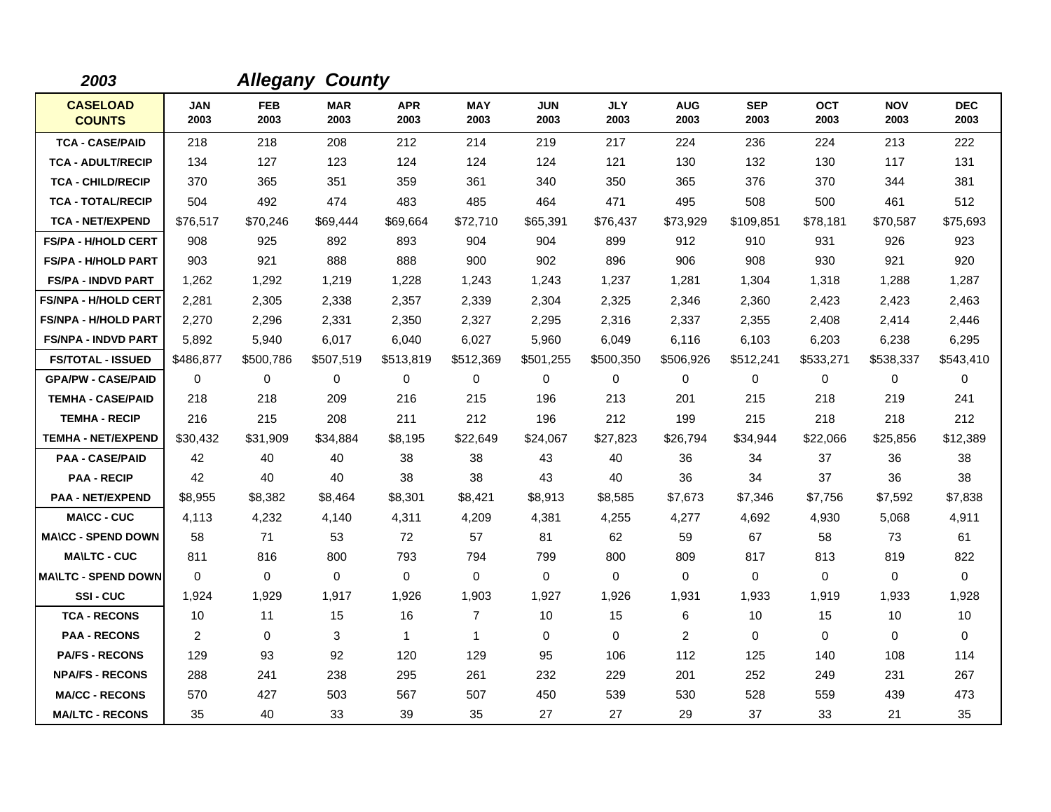***2003*** ***Allegany County***

| CASELOAD COUNTS | JAN 2003 | FEB 2003 | MAR 2003 | APR 2003 | MAY 2003 | JUN 2003 | JLY 2003 | AUG 2003 | SEP 2003 | OCT 2003 | NOV 2003 | DEC 2003 |
|---|---|---|---|---|---|---|---|---|---|---|---|---|
| TCA - CASE/PAID | 218 | 218 | 208 | 212 | 214 | 219 | 217 | 224 | 236 | 224 | 213 | 222 |
| TCA - ADULT/RECIP | 134 | 127 | 123 | 124 | 124 | 124 | 121 | 130 | 132 | 130 | 117 | 131 |
| TCA - CHILD/RECIP | 370 | 365 | 351 | 359 | 361 | 340 | 350 | 365 | 376 | 370 | 344 | 381 |
| TCA - TOTAL/RECIP | 504 | 492 | 474 | 483 | 485 | 464 | 471 | 495 | 508 | 500 | 461 | 512 |
| TCA - NET/EXPEND | $76,517 | $70,246 | $69,444 | $69,664 | $72,710 | $65,391 | $76,437 | $73,929 | $109,851 | $78,181 | $70,587 | $75,693 |
| FS/PA - H/HOLD CERT | 908 | 925 | 892 | 893 | 904 | 904 | 899 | 912 | 910 | 931 | 926 | 923 |
| FS/PA - H/HOLD PART | 903 | 921 | 888 | 888 | 900 | 902 | 896 | 906 | 908 | 930 | 921 | 920 |
| FS/PA - INDVD PART | 1,262 | 1,292 | 1,219 | 1,228 | 1,243 | 1,243 | 1,237 | 1,281 | 1,304 | 1,318 | 1,288 | 1,287 |
| FS/NPA - H/HOLD CERT | 2,281 | 2,305 | 2,338 | 2,357 | 2,339 | 2,304 | 2,325 | 2,346 | 2,360 | 2,423 | 2,423 | 2,463 |
| FS/NPA - H/HOLD PART | 2,270 | 2,296 | 2,331 | 2,350 | 2,327 | 2,295 | 2,316 | 2,337 | 2,355 | 2,408 | 2,414 | 2,446 |
| FS/NPA - INDVD PART | 5,892 | 5,940 | 6,017 | 6,040 | 6,027 | 5,960 | 6,049 | 6,116 | 6,103 | 6,203 | 6,238 | 6,295 |
| FS/TOTAL - ISSUED | $486,877 | $500,786 | $507,519 | $513,819 | $512,369 | $501,255 | $500,350 | $506,926 | $512,241 | $533,271 | $538,337 | $543,410 |
| GPA/PW - CASE/PAID | 0 | 0 | 0 | 0 | 0 | 0 | 0 | 0 | 0 | 0 | 0 | 0 |
| TEMHA - CASE/PAID | 218 | 218 | 209 | 216 | 215 | 196 | 213 | 201 | 215 | 218 | 219 | 241 |
| TEMHA - RECIP | 216 | 215 | 208 | 211 | 212 | 196 | 212 | 199 | 215 | 218 | 218 | 212 |
| TEMHA - NET/EXPEND | $30,432 | $31,909 | $34,884 | $8,195 | $22,649 | $24,067 | $27,823 | $26,794 | $34,944 | $22,066 | $25,856 | $12,389 |
| PAA - CASE/PAID | 42 | 40 | 40 | 38 | 38 | 43 | 40 | 36 | 34 | 37 | 36 | 38 |
| PAA - RECIP | 42 | 40 | 40 | 38 | 38 | 43 | 40 | 36 | 34 | 37 | 36 | 38 |
| PAA - NET/EXPEND | $8,955 | $8,382 | $8,464 | $8,301 | $8,421 | $8,913 | $8,585 | $7,673 | $7,346 | $7,756 | $7,592 | $7,838 |
| MA\CC - CUC | 4,113 | 4,232 | 4,140 | 4,311 | 4,209 | 4,381 | 4,255 | 4,277 | 4,692 | 4,930 | 5,068 | 4,911 |
| MA\CC - SPEND DOWN | 58 | 71 | 53 | 72 | 57 | 81 | 62 | 59 | 67 | 58 | 73 | 61 |
| MA\LTC - CUC | 811 | 816 | 800 | 793 | 794 | 799 | 800 | 809 | 817 | 813 | 819 | 822 |
| MA\LTC - SPEND DOWN | 0 | 0 | 0 | 0 | 0 | 0 | 0 | 0 | 0 | 0 | 0 | 0 |
| SSI - CUC | 1,924 | 1,929 | 1,917 | 1,926 | 1,903 | 1,927 | 1,926 | 1,931 | 1,933 | 1,919 | 1,933 | 1,928 |
| TCA - RECONS | 10 | 11 | 15 | 16 | 7 | 10 | 15 | 6 | 10 | 15 | 10 | 10 |
| PAA - RECONS | 2 | 0 | 3 | 1 | 1 | 0 | 0 | 2 | 0 | 0 | 0 | 0 |
| PA/FS - RECONS | 129 | 93 | 92 | 120 | 129 | 95 | 106 | 112 | 125 | 140 | 108 | 114 |
| NPA/FS - RECONS | 288 | 241 | 238 | 295 | 261 | 232 | 229 | 201 | 252 | 249 | 231 | 267 |
| MA/CC - RECONS | 570 | 427 | 503 | 567 | 507 | 450 | 539 | 530 | 528 | 559 | 439 | 473 |
| MA/LTC - RECONS | 35 | 40 | 33 | 39 | 35 | 27 | 27 | 29 | 37 | 33 | 21 | 35 |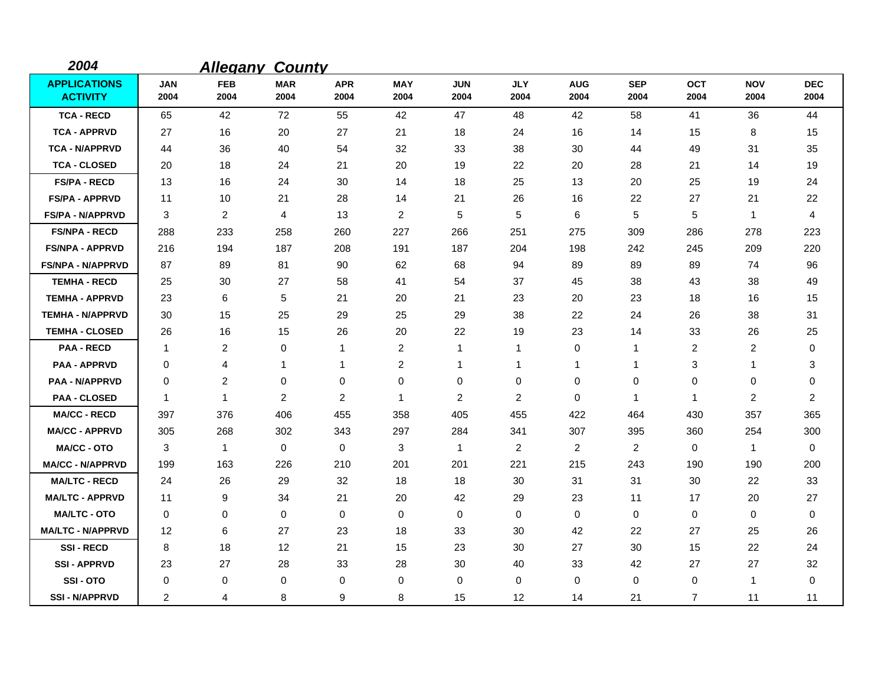*2004* ***Allegany County***

| APPLICATIONS ACTIVITY | JAN 2004 | FEB 2004 | MAR 2004 | APR 2004 | MAY 2004 | JUN 2004 | JLY 2004 | AUG 2004 | SEP 2004 | OCT 2004 | NOV 2004 | DEC 2004 |
|---|---|---|---|---|---|---|---|---|---|---|---|---|
| TCA - RECD | 65 | 42 | 72 | 55 | 42 | 47 | 48 | 42 | 58 | 41 | 36 | 44 |
| TCA - APPRVD | 27 | 16 | 20 | 27 | 21 | 18 | 24 | 16 | 14 | 15 | 8 | 15 |
| TCA - N/APPRVD | 44 | 36 | 40 | 54 | 32 | 33 | 38 | 30 | 44 | 49 | 31 | 35 |
| TCA - CLOSED | 20 | 18 | 24 | 21 | 20 | 19 | 22 | 20 | 28 | 21 | 14 | 19 |
| FS/PA - RECD | 13 | 16 | 24 | 30 | 14 | 18 | 25 | 13 | 20 | 25 | 19 | 24 |
| FS/PA - APPRVD | 11 | 10 | 21 | 28 | 14 | 21 | 26 | 16 | 22 | 27 | 21 | 22 |
| FS/PA - N/APPRVD | 3 | 2 | 4 | 13 | 2 | 5 | 5 | 6 | 5 | 5 | 1 | 4 |
| FS/NPA - RECD | 288 | 233 | 258 | 260 | 227 | 266 | 251 | 275 | 309 | 286 | 278 | 223 |
| FS/NPA - APPRVD | 216 | 194 | 187 | 208 | 191 | 187 | 204 | 198 | 242 | 245 | 209 | 220 |
| FS/NPA - N/APPRVD | 87 | 89 | 81 | 90 | 62 | 68 | 94 | 89 | 89 | 89 | 74 | 96 |
| TEMHA - RECD | 25 | 30 | 27 | 58 | 41 | 54 | 37 | 45 | 38 | 43 | 38 | 49 |
| TEMHA - APPRVD | 23 | 6 | 5 | 21 | 20 | 21 | 23 | 20 | 23 | 18 | 16 | 15 |
| TEMHA - N/APPRVD | 30 | 15 | 25 | 29 | 25 | 29 | 38 | 22 | 24 | 26 | 38 | 31 |
| TEMHA - CLOSED | 26 | 16 | 15 | 26 | 20 | 22 | 19 | 23 | 14 | 33 | 26 | 25 |
| PAA - RECD | 1 | 2 | 0 | 1 | 2 | 1 | 1 | 0 | 1 | 2 | 2 | 0 |
| PAA - APPRVD | 0 | 4 | 1 | 1 | 2 | 1 | 1 | 1 | 1 | 3 | 1 | 3 |
| PAA - N/APPRVD | 0 | 2 | 0 | 0 | 0 | 0 | 0 | 0 | 0 | 0 | 0 | 0 |
| PAA - CLOSED | 1 | 1 | 2 | 2 | 1 | 2 | 2 | 0 | 1 | 1 | 2 | 2 |
| MA/CC - RECD | 397 | 376 | 406 | 455 | 358 | 405 | 455 | 422 | 464 | 430 | 357 | 365 |
| MA/CC - APPRVD | 305 | 268 | 302 | 343 | 297 | 284 | 341 | 307 | 395 | 360 | 254 | 300 |
| MA/CC - OTO | 3 | 1 | 0 | 0 | 3 | 1 | 2 | 2 | 2 | 0 | 1 | 0 |
| MA/CC - N/APPRVD | 199 | 163 | 226 | 210 | 201 | 201 | 221 | 215 | 243 | 190 | 190 | 200 |
| MA/LTC - RECD | 24 | 26 | 29 | 32 | 18 | 18 | 30 | 31 | 31 | 30 | 22 | 33 |
| MA/LTC - APPRVD | 11 | 9 | 34 | 21 | 20 | 42 | 29 | 23 | 11 | 17 | 20 | 27 |
| MA/LTC - OTO | 0 | 0 | 0 | 0 | 0 | 0 | 0 | 0 | 0 | 0 | 0 | 0 |
| MA/LTC - N/APPRVD | 12 | 6 | 27 | 23 | 18 | 33 | 30 | 42 | 22 | 27 | 25 | 26 |
| SSI - RECD | 8 | 18 | 12 | 21 | 15 | 23 | 30 | 27 | 30 | 15 | 22 | 24 |
| SSI - APPRVD | 23 | 27 | 28 | 33 | 28 | 30 | 40 | 33 | 42 | 27 | 27 | 32 |
| SSI - OTO | 0 | 0 | 0 | 0 | 0 | 0 | 0 | 0 | 0 | 0 | 1 | 0 |
| SSI - N/APPRVD | 2 | 4 | 8 | 9 | 8 | 15 | 12 | 14 | 21 | 7 | 11 | 11 |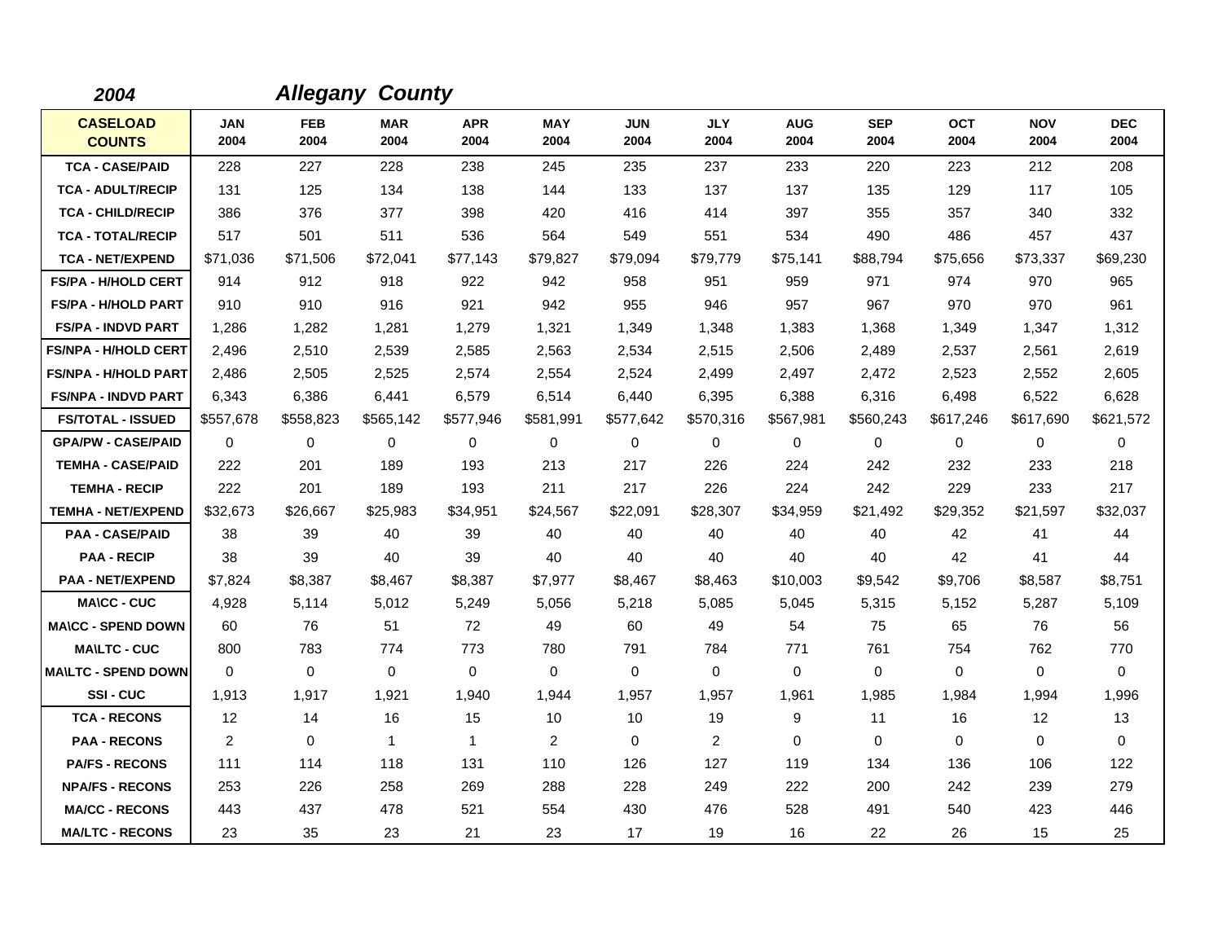**2004** ***Allegany County***

| CASELOAD COUNTS | JAN 2004 | FEB 2004 | MAR 2004 | APR 2004 | MAY 2004 | JUN 2004 | JLY 2004 | AUG 2004 | SEP 2004 | OCT 2004 | NOV 2004 | DEC 2004 |
|---|---|---|---|---|---|---|---|---|---|---|---|---|
| TCA - CASE/PAID | 228 | 227 | 228 | 238 | 245 | 235 | 237 | 233 | 220 | 223 | 212 | 208 |
| TCA - ADULT/RECIP | 131 | 125 | 134 | 138 | 144 | 133 | 137 | 137 | 135 | 129 | 117 | 105 |
| TCA - CHILD/RECIP | 386 | 376 | 377 | 398 | 420 | 416 | 414 | 397 | 355 | 357 | 340 | 332 |
| TCA - TOTAL/RECIP | 517 | 501 | 511 | 536 | 564 | 549 | 551 | 534 | 490 | 486 | 457 | 437 |
| TCA - NET/EXPEND | $71,036 | $71,506 | $72,041 | $77,143 | $79,827 | $79,094 | $79,779 | $75,141 | $88,794 | $75,656 | $73,337 | $69,230 |
| FS/PA - H/HOLD CERT | 914 | 912 | 918 | 922 | 942 | 958 | 951 | 959 | 971 | 974 | 970 | 965 |
| FS/PA - H/HOLD PART | 910 | 910 | 916 | 921 | 942 | 955 | 946 | 957 | 967 | 970 | 970 | 961 |
| FS/PA - INDVD PART | 1,286 | 1,282 | 1,281 | 1,279 | 1,321 | 1,349 | 1,348 | 1,383 | 1,368 | 1,349 | 1,347 | 1,312 |
| FS/NPA - H/HOLD CERT | 2,496 | 2,510 | 2,539 | 2,585 | 2,563 | 2,534 | 2,515 | 2,506 | 2,489 | 2,537 | 2,561 | 2,619 |
| FS/NPA - H/HOLD PART | 2,486 | 2,505 | 2,525 | 2,574 | 2,554 | 2,524 | 2,499 | 2,497 | 2,472 | 2,523 | 2,552 | 2,605 |
| FS/NPA - INDVD PART | 6,343 | 6,386 | 6,441 | 6,579 | 6,514 | 6,440 | 6,395 | 6,388 | 6,316 | 6,498 | 6,522 | 6,628 |
| FS/TOTAL - ISSUED | $557,678 | $558,823 | $565,142 | $577,946 | $581,991 | $577,642 | $570,316 | $567,981 | $560,243 | $617,246 | $617,690 | $621,572 |
| GPA/PW - CASE/PAID | 0 | 0 | 0 | 0 | 0 | 0 | 0 | 0 | 0 | 0 | 0 | 0 |
| TEMHA - CASE/PAID | 222 | 201 | 189 | 193 | 213 | 217 | 226 | 224 | 242 | 232 | 233 | 218 |
| TEMHA - RECIP | 222 | 201 | 189 | 193 | 211 | 217 | 226 | 224 | 242 | 229 | 233 | 217 |
| TEMHA - NET/EXPEND | $32,673 | $26,667 | $25,983 | $34,951 | $24,567 | $22,091 | $28,307 | $34,959 | $21,492 | $29,352 | $21,597 | $32,037 |
| PAA - CASE/PAID | 38 | 39 | 40 | 39 | 40 | 40 | 40 | 40 | 40 | 42 | 41 | 44 |
| PAA - RECIP | 38 | 39 | 40 | 39 | 40 | 40 | 40 | 40 | 40 | 42 | 41 | 44 |
| PAA - NET/EXPEND | $7,824 | $8,387 | $8,467 | $8,387 | $7,977 | $8,467 | $8,463 | $10,003 | $9,542 | $9,706 | $8,587 | $8,751 |
| MA\CC - CUC | 4,928 | 5,114 | 5,012 | 5,249 | 5,056 | 5,218 | 5,085 | 5,045 | 5,315 | 5,152 | 5,287 | 5,109 |
| MA\CC - SPEND DOWN | 60 | 76 | 51 | 72 | 49 | 60 | 49 | 54 | 75 | 65 | 76 | 56 |
| MA\LTC - CUC | 800 | 783 | 774 | 773 | 780 | 791 | 784 | 771 | 761 | 754 | 762 | 770 |
| MA\LTC - SPEND DOWN | 0 | 0 | 0 | 0 | 0 | 0 | 0 | 0 | 0 | 0 | 0 | 0 |
| SSI - CUC | 1,913 | 1,917 | 1,921 | 1,940 | 1,944 | 1,957 | 1,957 | 1,961 | 1,985 | 1,984 | 1,994 | 1,996 |
| TCA - RECONS | 12 | 14 | 16 | 15 | 10 | 10 | 19 | 9 | 11 | 16 | 12 | 13 |
| PAA - RECONS | 2 | 0 | 1 | 1 | 2 | 0 | 2 | 0 | 0 | 0 | 0 | 0 |
| PA/FS - RECONS | 111 | 114 | 118 | 131 | 110 | 126 | 127 | 119 | 134 | 136 | 106 | 122 |
| NPA/FS - RECONS | 253 | 226 | 258 | 269 | 288 | 228 | 249 | 222 | 200 | 242 | 239 | 279 |
| MA/CC - RECONS | 443 | 437 | 478 | 521 | 554 | 430 | 476 | 528 | 491 | 540 | 423 | 446 |
| MA/LTC - RECONS | 23 | 35 | 23 | 21 | 23 | 17 | 19 | 16 | 22 | 26 | 15 | 25 |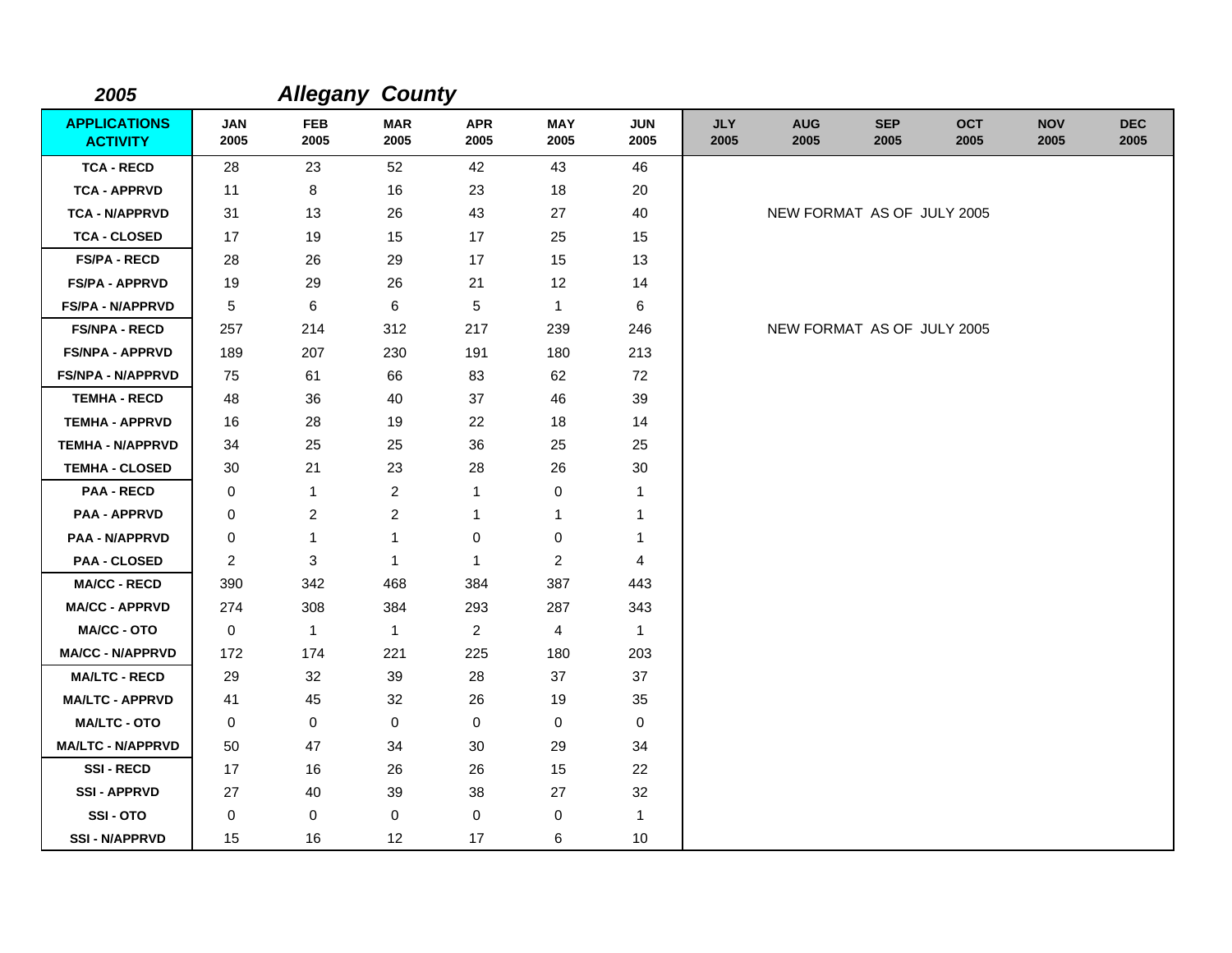**2005** ***Allegany County***

| APPLICATIONS ACTIVITY | JAN 2005 | FEB 2005 | MAR 2005 | APR 2005 | MAY 2005 | JUN 2005 | JLY 2005 | AUG 2005 | SEP 2005 | OCT 2005 | NOV 2005 | DEC 2005 |
|---|---|---|---|---|---|---|---|---|---|---|---|---|
| TCA - RECD | 28 | 23 | 52 | 42 | 43 | 46 | | | | | | |
| TCA - APPRVD | 11 | 8 | 16 | 23 | 18 | 20 | | | | | | |
| TCA - N/APPRVD | 31 | 13 | 26 | 43 | 27 | 40 | | NEW FORMAT AS OF JULY 2005 | | | | |
| TCA - CLOSED | 17 | 19 | 15 | 17 | 25 | 15 | | | | | | |
| FS/PA - RECD | 28 | 26 | 29 | 17 | 15 | 13 | | | | | | |
| FS/PA - APPRVD | 19 | 29 | 26 | 21 | 12 | 14 | | | | | | |
| FS/PA - N/APPRVD | 5 | 6 | 6 | 5 | 1 | 6 | | | | | | |
| FS/NPA - RECD | 257 | 214 | 312 | 217 | 239 | 246 | | NEW FORMAT AS OF JULY 2005 | | | | |
| FS/NPA - APPRVD | 189 | 207 | 230 | 191 | 180 | 213 | | | | | | |
| FS/NPA - N/APPRVD | 75 | 61 | 66 | 83 | 62 | 72 | | | | | | |
| TEMHA - RECD | 48 | 36 | 40 | 37 | 46 | 39 | | | | | | |
| TEMHA - APPRVD | 16 | 28 | 19 | 22 | 18 | 14 | | | | | | |
| TEMHA - N/APPRVD | 34 | 25 | 25 | 36 | 25 | 25 | | | | | | |
| TEMHA - CLOSED | 30 | 21 | 23 | 28 | 26 | 30 | | | | | | |
| PAA - RECD | 0 | 1 | 2 | 1 | 0 | 1 | | | | | | |
| PAA - APPRVD | 0 | 2 | 2 | 1 | 1 | 1 | | | | | | |
| PAA - N/APPRVD | 0 | 1 | 1 | 0 | 0 | 1 | | | | | | |
| PAA - CLOSED | 2 | 3 | 1 | 1 | 2 | 4 | | | | | | |
| MA/CC - RECD | 390 | 342 | 468 | 384 | 387 | 443 | | | | | | |
| MA/CC - APPRVD | 274 | 308 | 384 | 293 | 287 | 343 | | | | | | |
| MA/CC - OTO | 0 | 1 | 1 | 2 | 4 | 1 | | | | | | |
| MA/CC - N/APPRVD | 172 | 174 | 221 | 225 | 180 | 203 | | | | | | |
| MA/LTC - RECD | 29 | 32 | 39 | 28 | 37 | 37 | | | | | | |
| MA/LTC - APPRVD | 41 | 45 | 32 | 26 | 19 | 35 | | | | | | |
| MA/LTC - OTO | 0 | 0 | 0 | 0 | 0 | 0 | | | | | | |
| MA/LTC - N/APPRVD | 50 | 47 | 34 | 30 | 29 | 34 | | | | | | |
| SSI - RECD | 17 | 16 | 26 | 26 | 15 | 22 | | | | | | |
| SSI - APPRVD | 27 | 40 | 39 | 38 | 27 | 32 | | | | | | |
| SSI - OTO | 0 | 0 | 0 | 0 | 0 | 1 | | | | | | |
| SSI - N/APPRVD | 15 | 16 | 12 | 17 | 6 | 10 | | | | | | |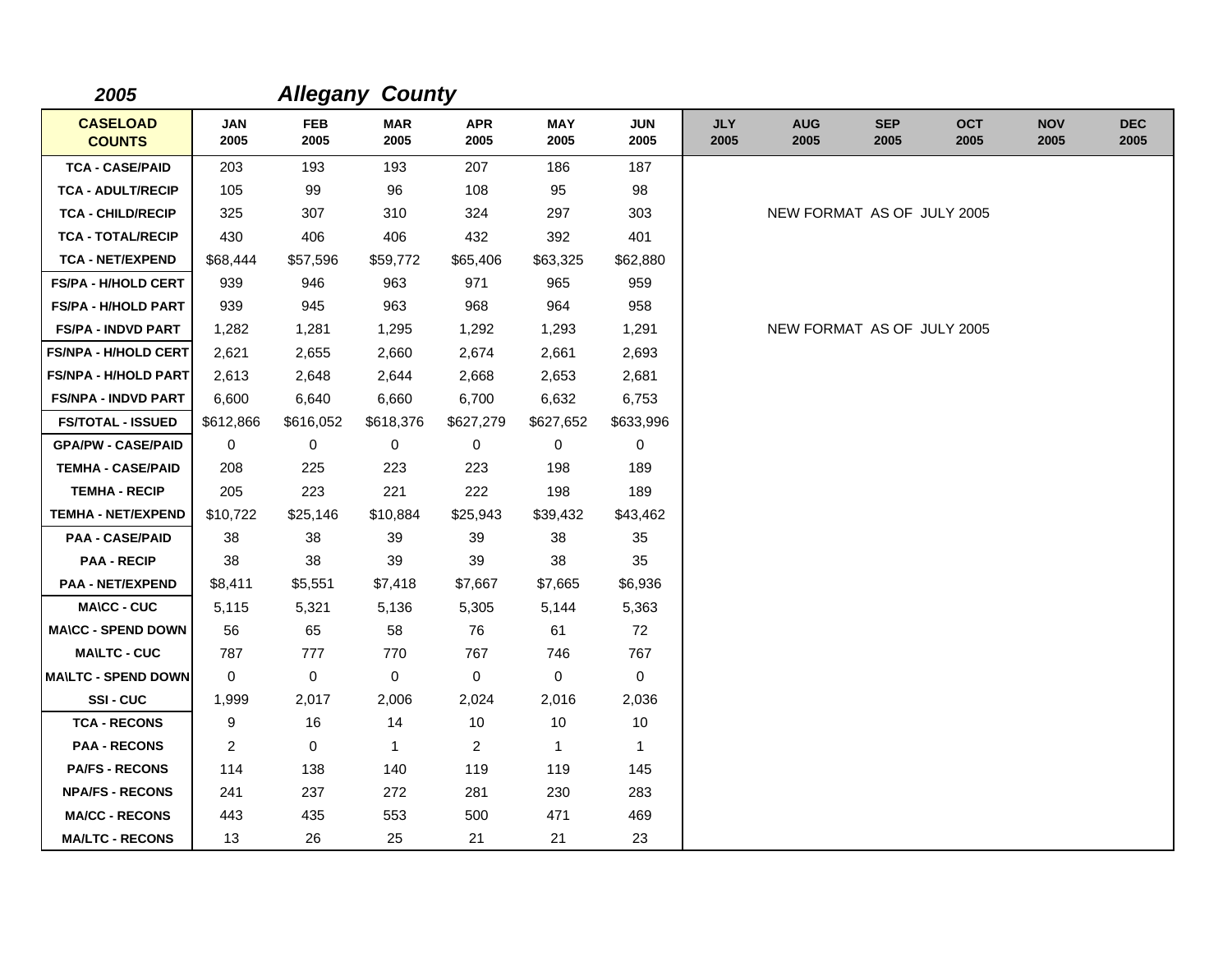## 2005 *Allegany County*

| CASELOAD COUNTS | JAN 2005 | FEB 2005 | MAR 2005 | APR 2005 | MAY 2005 | JUN 2005 | JLY 2005 | AUG 2005 | SEP 2005 | OCT 2005 | NOV 2005 | DEC 2005 |
|---|---|---|---|---|---|---|---|---|---|---|---|---|
| TCA - CASE/PAID | 203 | 193 | 193 | 207 | 186 | 187 | | | | | | |
| TCA - ADULT/RECIP | 105 | 99 | 96 | 108 | 95 | 98 | | | | | | |
| TCA - CHILD/RECIP | 325 | 307 | 310 | 324 | 297 | 303 | | NEW FORMAT AS OF JULY 2005 | | | | |
| TCA - TOTAL/RECIP | 430 | 406 | 406 | 432 | 392 | 401 | | | | | | |
| TCA - NET/EXPEND | $68,444 | $57,596 | $59,772 | $65,406 | $63,325 | $62,880 | | | | | | |
| FS/PA - H/HOLD CERT | 939 | 946 | 963 | 971 | 965 | 959 | | | | | | |
| FS/PA - H/HOLD PART | 939 | 945 | 963 | 968 | 964 | 958 | | | | | | |
| FS/PA - INDVD PART | 1,282 | 1,281 | 1,295 | 1,292 | 1,293 | 1,291 | | NEW FORMAT AS OF JULY 2005 | | | | |
| FS/NPA - H/HOLD CERT | 2,621 | 2,655 | 2,660 | 2,674 | 2,661 | 2,693 | | | | | | |
| FS/NPA - H/HOLD PART | 2,613 | 2,648 | 2,644 | 2,668 | 2,653 | 2,681 | | | | | | |
| FS/NPA - INDVD PART | 6,600 | 6,640 | 6,660 | 6,700 | 6,632 | 6,753 | | | | | | |
| FS/TOTAL - ISSUED | $612,866 | $616,052 | $618,376 | $627,279 | $627,652 | $633,996 | | | | | | |
| GPA/PW - CASE/PAID | 0 | 0 | 0 | 0 | 0 | 0 | | | | | | |
| TEMHA - CASE/PAID | 208 | 225 | 223 | 223 | 198 | 189 | | | | | | |
| TEMHA - RECIP | 205 | 223 | 221 | 222 | 198 | 189 | | | | | | |
| TEMHA - NET/EXPEND | $10,722 | $25,146 | $10,884 | $25,943 | $39,432 | $43,462 | | | | | | |
| PAA - CASE/PAID | 38 | 38 | 39 | 39 | 38 | 35 | | | | | | |
| PAA - RECIP | 38 | 38 | 39 | 39 | 38 | 35 | | | | | | |
| PAA - NET/EXPEND | $8,411 | $5,551 | $7,418 | $7,667 | $7,665 | $6,936 | | | | | | |
| MA\CC - CUC | 5,115 | 5,321 | 5,136 | 5,305 | 5,144 | 5,363 | | | | | | |
| MA\CC - SPEND DOWN | 56 | 65 | 58 | 76 | 61 | 72 | | | | | | |
| MA\LTC - CUC | 787 | 777 | 770 | 767 | 746 | 767 | | | | | | |
| MA\LTC - SPEND DOWN | 0 | 0 | 0 | 0 | 0 | 0 | | | | | | |
| SSI - CUC | 1,999 | 2,017 | 2,006 | 2,024 | 2,016 | 2,036 | | | | | | |
| TCA - RECONS | 9 | 16 | 14 | 10 | 10 | 10 | | | | | | |
| PAA - RECONS | 2 | 0 | 1 | 2 | 1 | 1 | | | | | | |
| PA/FS - RECONS | 114 | 138 | 140 | 119 | 119 | 145 | | | | | | |
| NPA/FS - RECONS | 241 | 237 | 272 | 281 | 230 | 283 | | | | | | |
| MA/CC - RECONS | 443 | 435 | 553 | 500 | 471 | 469 | | | | | | |
| MA/LTC - RECONS | 13 | 26 | 25 | 21 | 21 | 23 | | | | | | |